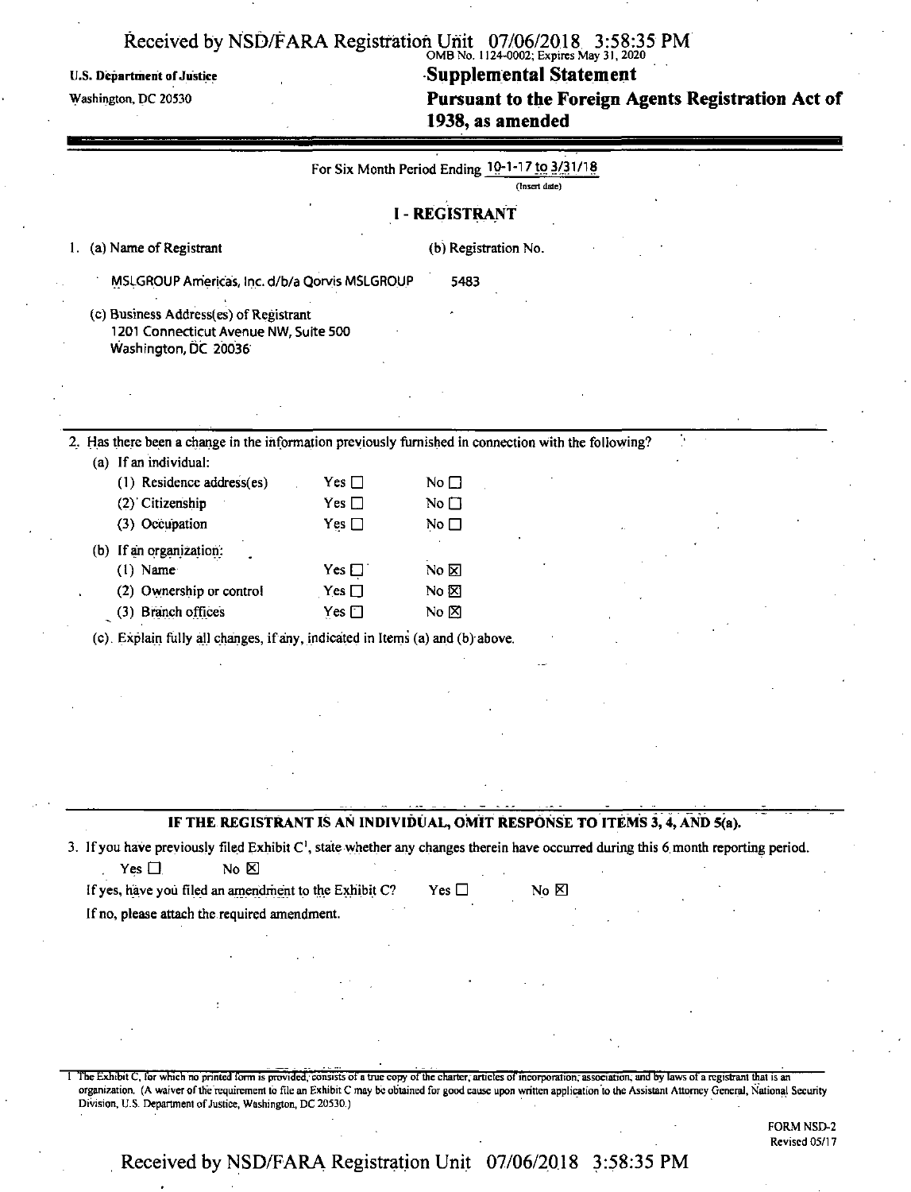U.S. Department of Justice

Washington, DC 20530

OMB No. 1124-0002; Expires May 31, 2020

# Supplemental Statement

# Pursuant to the Foreign Agents Registration Act of 1938, as amended

For Six Month Period Ending 10-1-17 to 3/31/18
(Insert date)

## I - REGISTRANT

1. (a) Name of Registrant

   MSLGROUP Americas, Inc. d/b/a Qorvis MSLGROUP

   (b) Registration No.

   5483

   (c) Business Address(es) of Registrant
   1201 Connecticut Avenue NW, Suite 500
   Washington, DC 20036

2. Has there been a change in the information previously furnished in connection with the following?

   (a) If an individual:

   | | | |
   |---|---|---|
   | (1) Residence address(es) | Yes ☐ | No ☐ |
   | (2) Citizenship | Yes ☐ | No ☐ |
   | (3) Occupation | Yes ☐ | No ☐ |

   (b) If an organization:

   | | | |
   |---|---|---|
   | (1) Name | Yes ☐ | No ☒ |
   | (2) Ownership or control | Yes ☐ | No ☒ |
   | (3) Branch offices | Yes ☐ | No ☒ |

   (c) Explain fully all changes, if any, indicated in Items (a) and (b) above.

**IF THE REGISTRANT IS AN INDIVIDUAL, OMIT RESPONSE TO ITEMS 3, 4, AND 5(a).**

3. If you have previously filed Exhibit C[1], state whether any changes therein have occurred during this 6 month reporting period.

   Yes ☐ No ☒

   If yes, have you filed an amendment to the Exhibit C? Yes ☐ No ☒

   If no, please attach the required amendment.

1 The Exhibit C, for which no printed form is provided, consists of a true copy of the charter, articles of incorporation, association, and by laws of a registrant that is an organization. (A waiver of the requirement to file an Exhibit C may be obtained for good cause upon written application to the Assistant Attorney General, National Security Division, U.S. Department of Justice, Washington, DC 20530.)

FORM NSD-2
Revised 05/17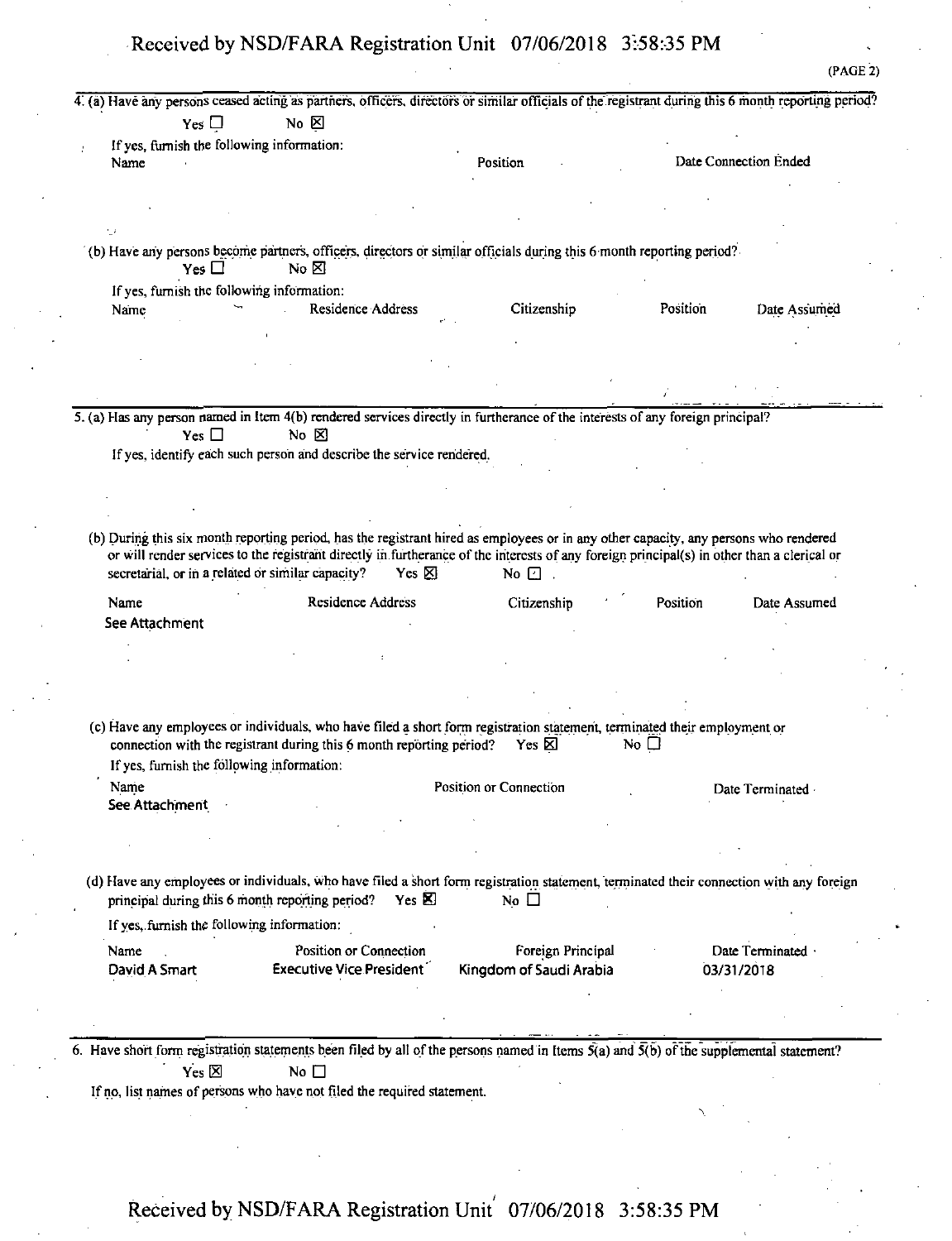(PAGE 2)

4. (a) Have any persons ceased acting as partners, officers, directors or similar officials of the registrant during this 6 month reporting period?

Yes ☐ No ☒

If yes, furnish the following information:

| Name | Position | Date Connection Ended |
|---|---|---|

(b) Have any persons become partners, officers, directors or similar officials during this 6 month reporting period?

Yes ☐ No ☒

If yes, furnish the following information:

| Name | Residence Address | Citizenship | Position | Date Assumed |
|---|---|---|---|---|

5. (a) Has any person named in Item 4(b) rendered services directly in furtherance of the interests of any foreign principal?

Yes ☐ No ☒

If yes, identify each such person and describe the service rendered.

(b) During this six month reporting period, has the registrant hired as employees or in any other capacity, any persons who rendered or will render services to the registrant directly in furtherance of the interests of any foreign principal(s) in other than a clerical or secretarial, or in a related or similar capacity? Yes ☒ No ☐

| Name | Residence Address | Citizenship | Position | Date Assumed |
|---|---|---|---|---|
| See Attachment | | | | |

(c) Have any employees or individuals, who have filed a short form registration statement, terminated their employment or connection with the registrant during this 6 month reporting period? Yes ☒ No ☐

If yes, furnish the following information:

| Name | Position or Connection | Date Terminated |
|---|---|---|
| See Attachment | | |

(d) Have any employees or individuals, who have filed a short form registration statement, terminated their connection with any foreign principal during this 6 month reporting period? Yes ☒ No ☐

If yes, furnish the following information:

| Name | Position or Connection | Foreign Principal | Date Terminated |
|---|---|---|---|
| David A Smart | Executive Vice President | Kingdom of Saudi Arabia | 03/31/2018 |

6. Have short form registration statements been filed by all of the persons named in Items 5(a) and 5(b) of the supplemental statement?

Yes ☒ No ☐

If no, list names of persons who have not filed the required statement.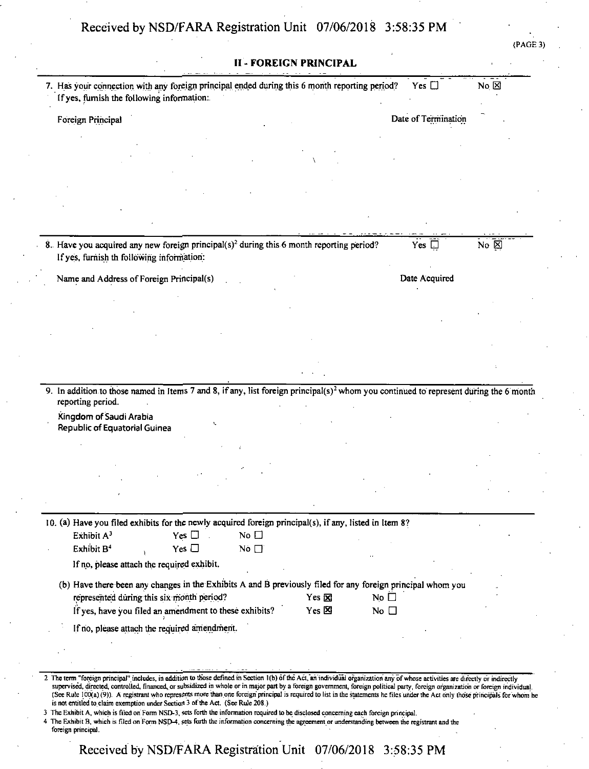## II - FOREIGN PRINCIPAL

7. Has your connection with any foreign principal ended during this 6 month reporting period? Yes ☐ No ☒

   If yes, furnish the following information:

   | Foreign Principal | Date of Termination |
   | --- | --- |
   | | |

8. Have you acquired any new foreign principal(s)[2] during this 6 month reporting period? Yes ☐ No ☒

   If yes, furnish th following information:

   | Name and Address of Foreign Principal(s) | Date Acquired |
   | --- | --- |
   | | |

9. In addition to those named in Items 7 and 8, if any, list foreign principal(s)[2] whom you continued to represent during the 6 month reporting period.

   Kingdom of Saudi Arabia
   Republic of Equatorial Guinea

10. (a) Have you filed exhibits for the newly acquired foreign principal(s), if any, listed in Item 8?

    Exhibit A[3] Yes ☐ No ☐

    Exhibit B[4] Yes ☐ No ☐

    If no, please attach the required exhibit.

    (b) Have there been any changes in the Exhibits A and B previously filed for any foreign principal whom you represented during this six month period? Yes ☒ No ☐

    If yes, have you filed an amendment to these exhibits? Yes ☒ No ☐

    If no, please attach the required amendment.

---

2 The term "foreign principal" includes, in addition to those defined in Section 1(b) of the Act, an individual organization any of whose activities are directly or indirectly supervised, directed, controlled, financed, or subsidized in whole or in major part by a foreign government, foreign political party, foreign organization or foreign individual. (See Rule 100(a) (9)). A registrant who represents more than one foreign principal is required to list in the statements he files under the Act only those principals for whom he is not entitled to claim exemption under Section 3 of the Act. (See Rule 208.)

3 The Exhibit A, which is filed on Form NSD-3, sets forth the information required to be disclosed concerning each foreign principal.

4 The Exhibit B, which is filed on Form NSD-4, sets forth the information concerning the agreement or understanding between the registrant and the foreign principal.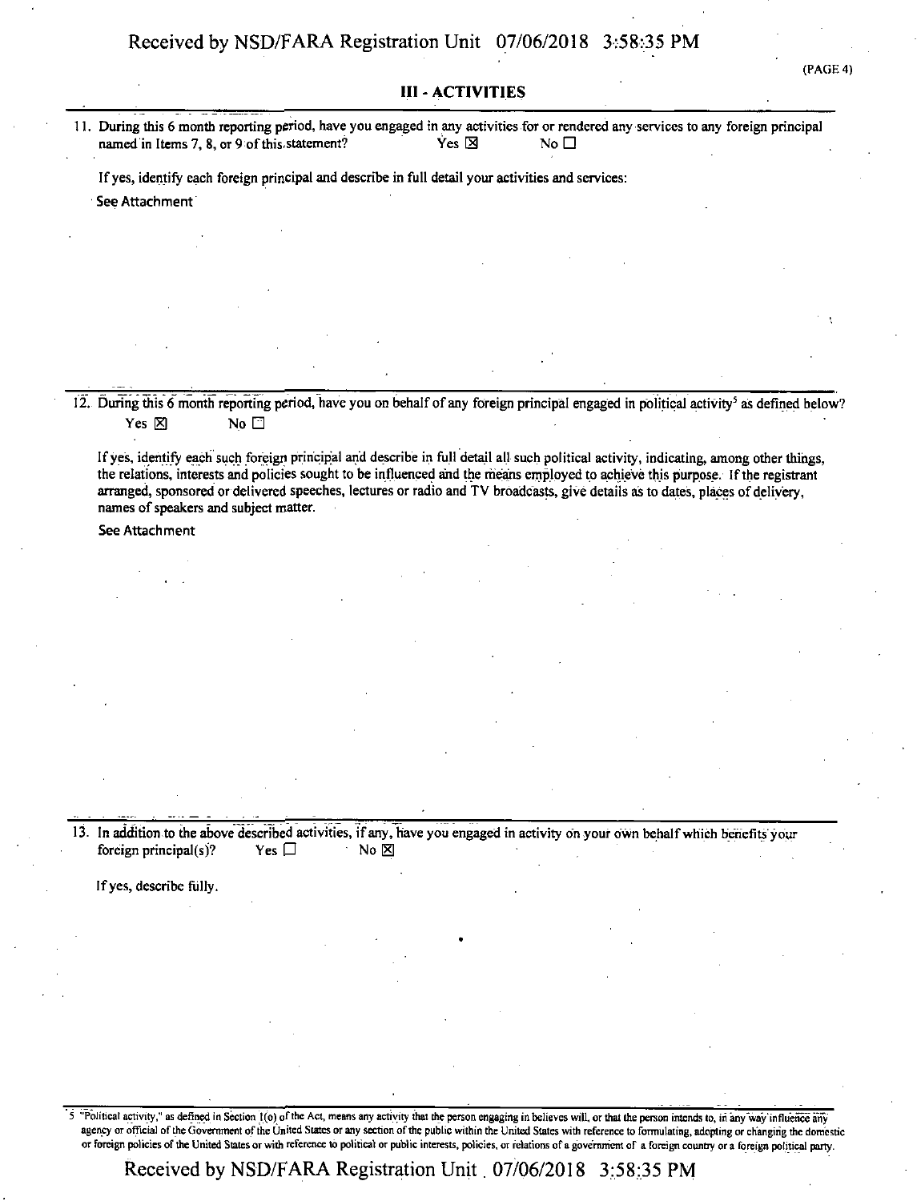## III - ACTIVITIES

11. During this 6 month reporting period, have you engaged in any activities for or rendered any services to any foreign principal named in Items 7, 8, or 9 of this statement? Yes ☒ No ☐

If yes, identify each foreign principal and describe in full detail your activities and services:

See Attachment

12. During this 6 month reporting period, have you on behalf of any foreign principal engaged in political activity[5] as defined below? Yes ☒ No ☐

If yes, identify each such foreign principal and describe in full detail all such political activity, indicating, among other things, the relations, interests and policies sought to be influenced and the means employed to achieve this purpose. If the registrant arranged, sponsored or delivered speeches, lectures or radio and TV broadcasts, give details as to dates, places of delivery, names of speakers and subject matter.

See Attachment

13. In addition to the above described activities, if any, have you engaged in activity on your own behalf which benefits your foreign principal(s)? Yes ☐ No ☒

If yes, describe fully.

[5] "Political activity," as defined in Section 1(o) of the Act, means any activity that the person engaging in believes will, or that the person intends to, in any way influence any agency or official of the Government of the United States or any section of the public within the United States with reference to formulating, adopting or changing the domestic or foreign policies of the United States or with reference to political or public interests, policies, or relations of a government of a foreign country or a foreign political party.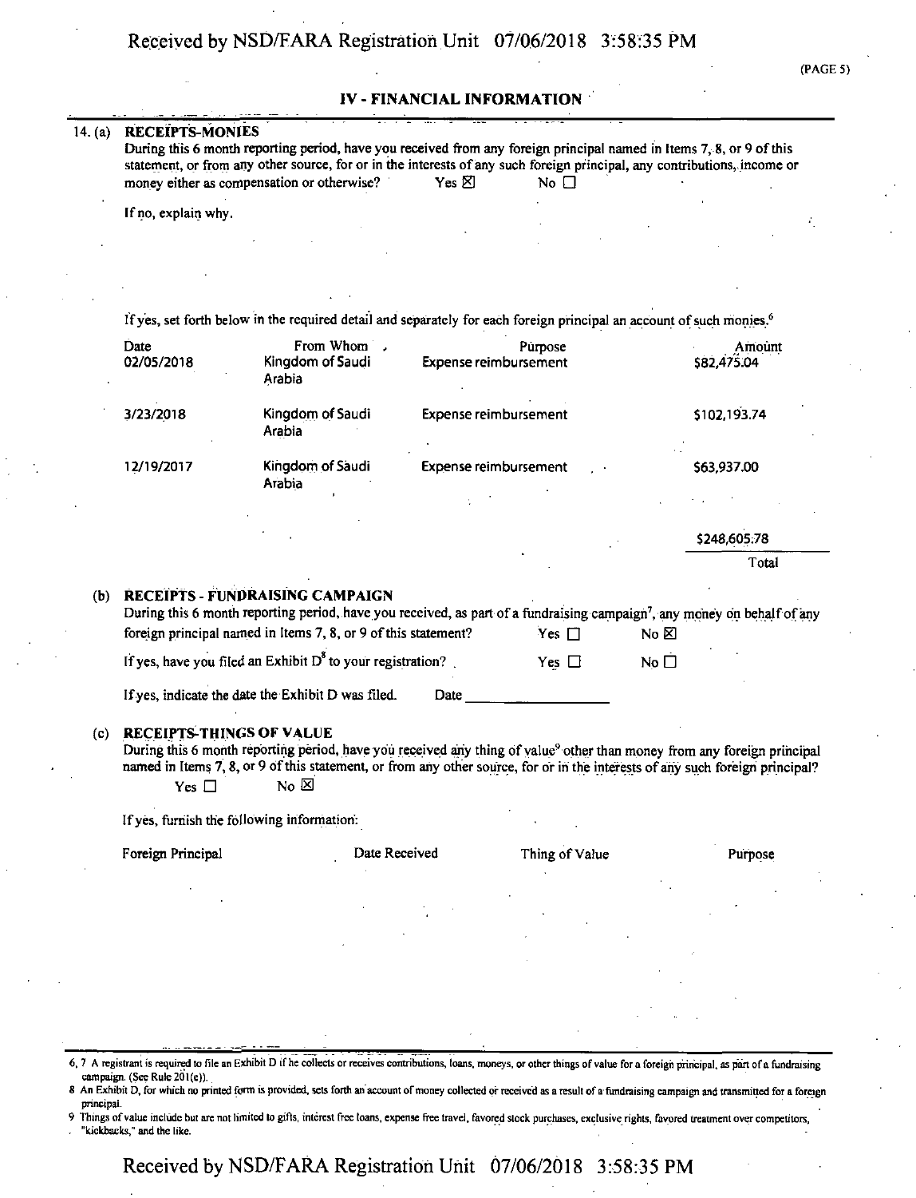## IV - FINANCIAL INFORMATION

14. (a) **RECEIPTS-MONIES**

During this 6 month reporting period, have you received from any foreign principal named in Items 7, 8, or 9 of this statement, or from any other source, for or in the interests of any such foreign principal, any contributions, income or money either as compensation or otherwise? Yes ☒ No ☐

If no, explain why.

If yes, set forth below in the required detail and separately for each foreign principal an account of such monies.[6]

| Date | From Whom | Purpose | Amount |
|---|---|---|---|
| 02/05/2018 | Kingdom of Saudi Arabia | Expense reimbursement | $82,475.04 |
| 3/23/2018 | Kingdom of Saudi Arabia | Expense reimbursement | $102,193.74 |
| 12/19/2017 | Kingdom of Saudi Arabia | Expense reimbursement | $63,937.00 |
| | | | $248,605.78 |
| | | | Total |

(b) **RECEIPTS - FUNDRAISING CAMPAIGN**

During this 6 month reporting period, have you received, as part of a fundraising campaign[7], any money on behalf of any foreign principal named in Items 7, 8, or 9 of this statement? Yes ☐ No ☒

If yes, have you filed an Exhibit D[8] to your registration? Yes ☐ No ☐

If yes, indicate the date the Exhibit D was filed. Date ________________

(c) **RECEIPTS-THINGS OF VALUE**

During this 6 month reporting period, have you received any thing of value[9] other than money from any foreign principal named in Items 7, 8, or 9 of this statement, or from any other source, for or in the interests of any such foreign principal?

Yes ☐ No ☒

If yes, furnish the following information:

| Foreign Principal | Date Received | Thing of Value | Purpose |
|---|---|---|---|
| | | | |

---

6, 7 A registrant is required to file an Exhibit D if he collects or receives contributions, loans, moneys, or other things of value for a foreign principal, as part of a fundraising campaign. (See Rule 201(e)).

8 An Exhibit D, for which no printed form is provided, sets forth an account of money collected or received as a result of a fundraising campaign and transmitted for a foreign principal.

9 Things of value include but are not limited to gifts, interest free loans, expense free travel, favored stock purchases, exclusive rights, favored treatment over competitors, "kickbacks," and the like.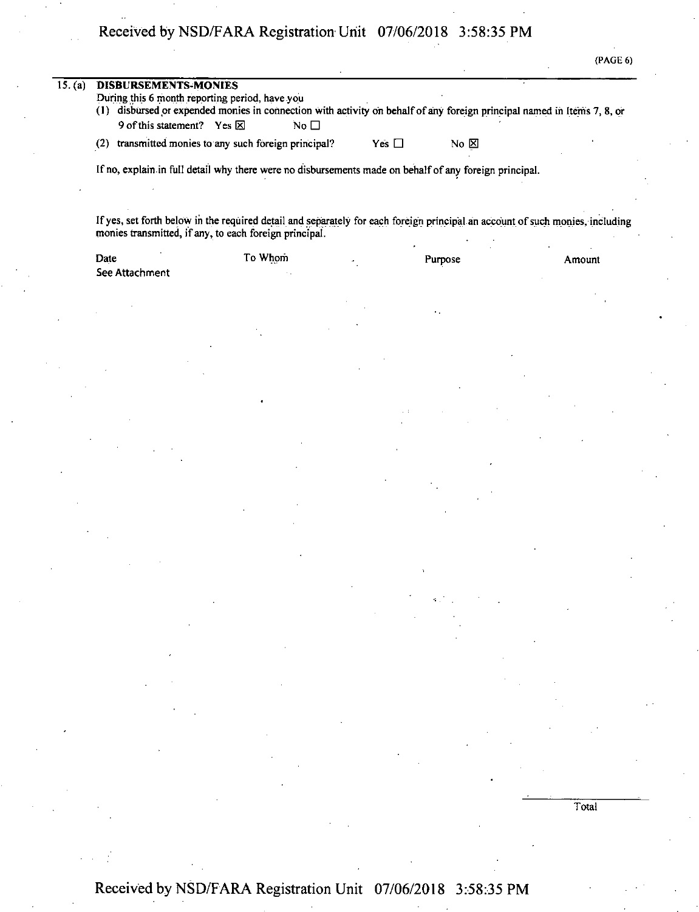(PAGE 6)

## 15. (a) DISBURSEMENTS-MONIES

During this 6 month reporting period, have you

(1) disbursed or expended monies in connection with activity on behalf of any foreign principal named in Items 7, 8, or 9 of this statement? Yes ☒ No ☐

(2) transmitted monies to any such foreign principal? Yes ☐ No ☒

If no, explain in full detail why there were no disbursements made on behalf of any foreign principal.

If yes, set forth below in the required detail and separately for each foreign principal an account of such monies, including monies transmitted, if any, to each foreign principal.

| Date | To Whom | Purpose | Amount |
|---|---|---|---|
| See Attachment | | | |
| | | | Total |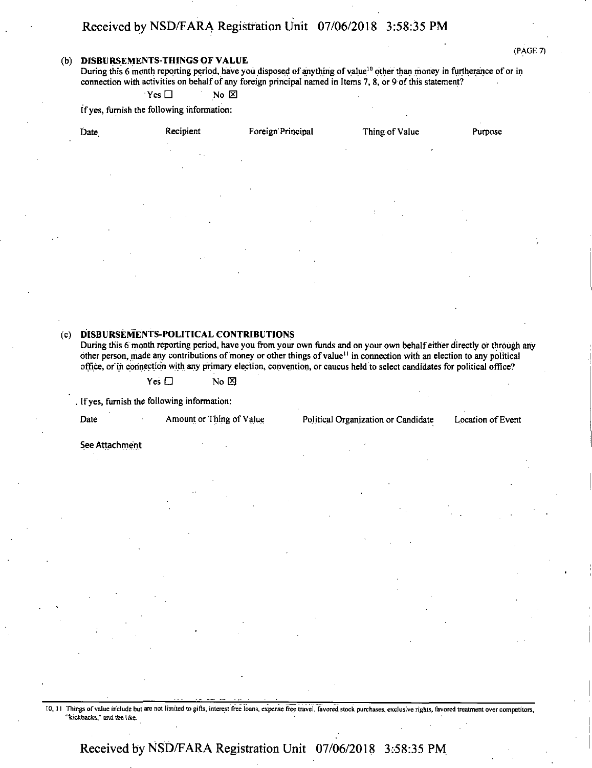(b) **DISBURSEMENTS-THINGS OF VALUE**

During this 6 month reporting period, have you disposed of anything of value[10] other than money in furtherance of or in connection with activities on behalf of any foreign principal named in Items 7, 8, or 9 of this statement?

Yes ☐ No ☒

If yes, furnish the following information:

| Date | Recipient | Foreign Principal | Thing of Value | Purpose |
|---|---|---|---|---|

(c) **DISBURSEMENTS-POLITICAL CONTRIBUTIONS**

During this 6 month reporting period, have you from your own funds and on your own behalf either directly or through any other person, made any contributions of money or other things of value[11] in connection with an election to any political office, or in connection with any primary election, convention, or caucus held to select candidates for political office?

Yes ☐ No ☒

If yes, furnish the following information:

| Date | Amount or Thing of Value | Political Organization or Candidate | Location of Event |
|---|---|---|---|
| See Attachment | | | |

10, 11 Things of value include but are not limited to gifts, interest free loans, expense free travel, favored stock purchases, exclusive rights, favored treatment over competitors, "kickbacks," and the like.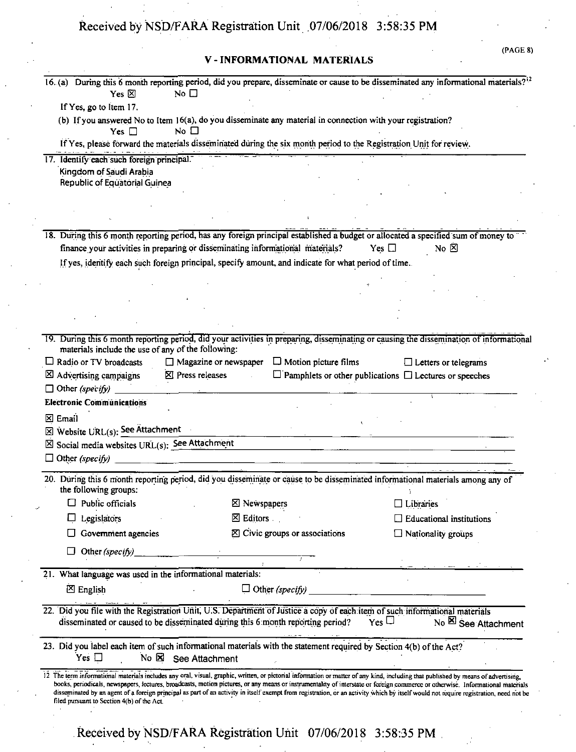## V - INFORMATIONAL MATERIALS

16. (a) During this 6 month reporting period, did you prepare, disseminate or cause to be disseminated any informational materials?[12]

Yes ☒ No ☐

If Yes, go to Item 17.

(b) If you answered No to Item 16(a), do you disseminate any material in connection with your registration?

Yes ☐ No ☐

If Yes, please forward the materials disseminated during the six month period to the Registration Unit for review.

17. Identify each such foreign principal.

Kingdom of Saudi Arabia
Republic of Equatorial Guinea

18. During this 6 month reporting period, has any foreign principal established a budget or allocated a specified sum of money to finance your activities in preparing or disseminating informational materials? Yes ☐ No ☒

If yes, identify each such foreign principal, specify amount, and indicate for what period of time.

19. During this 6 month reporting period, did your activities in preparing, disseminating or causing the dissemination of informational materials include the use of any of the following:

☐ Radio or TV broadcasts ☐ Magazine or newspaper ☐ Motion picture films ☐ Letters or telegrams
☒ Advertising campaigns ☒ Press releases ☐ Pamphlets or other publications ☐ Lectures or speeches
☐ Other *(specify)*

**Electronic Communications**

☒ Email
☒ Website URL(s): See Attachment
☒ Social media websites URL(s): See Attachment
☐ Other *(specify)*

20. During this 6 month reporting period, did you disseminate or cause to be disseminated informational materials among any of the following groups:

☐ Public officials ☒ Newspapers ☐ Libraries
☐ Legislators ☒ Editors ☐ Educational institutions
☐ Government agencies ☒ Civic groups or associations ☐ Nationality groups
☐ Other *(specify)*

21. What language was used in the informational materials:

☒ English ☐ Other *(specify)*

22. Did you file with the Registration Unit, U.S. Department of Justice a copy of each item of such informational materials disseminated or caused to be disseminated during this 6 month reporting period? Yes ☐ No ☒ See Attachment

23. Did you label each item of such informational materials with the statement required by Section 4(b) of the Act?

Yes ☐ No ☒ See Attachment

[12] The term informational materials includes any oral, visual, graphic, written, or pictorial information or matter of any kind, including that published by means of advertising, books, periodicals, newspapers, lectures, broadcasts, motion pictures, or any means or instrumentality of interstate or foreign commerce or otherwise. Informational materials disseminated by an agent of a foreign principal as part of an activity in itself exempt from registration, or an activity which by itself would not require registration, need not be filed pursuant to Section 4(b) of the Act.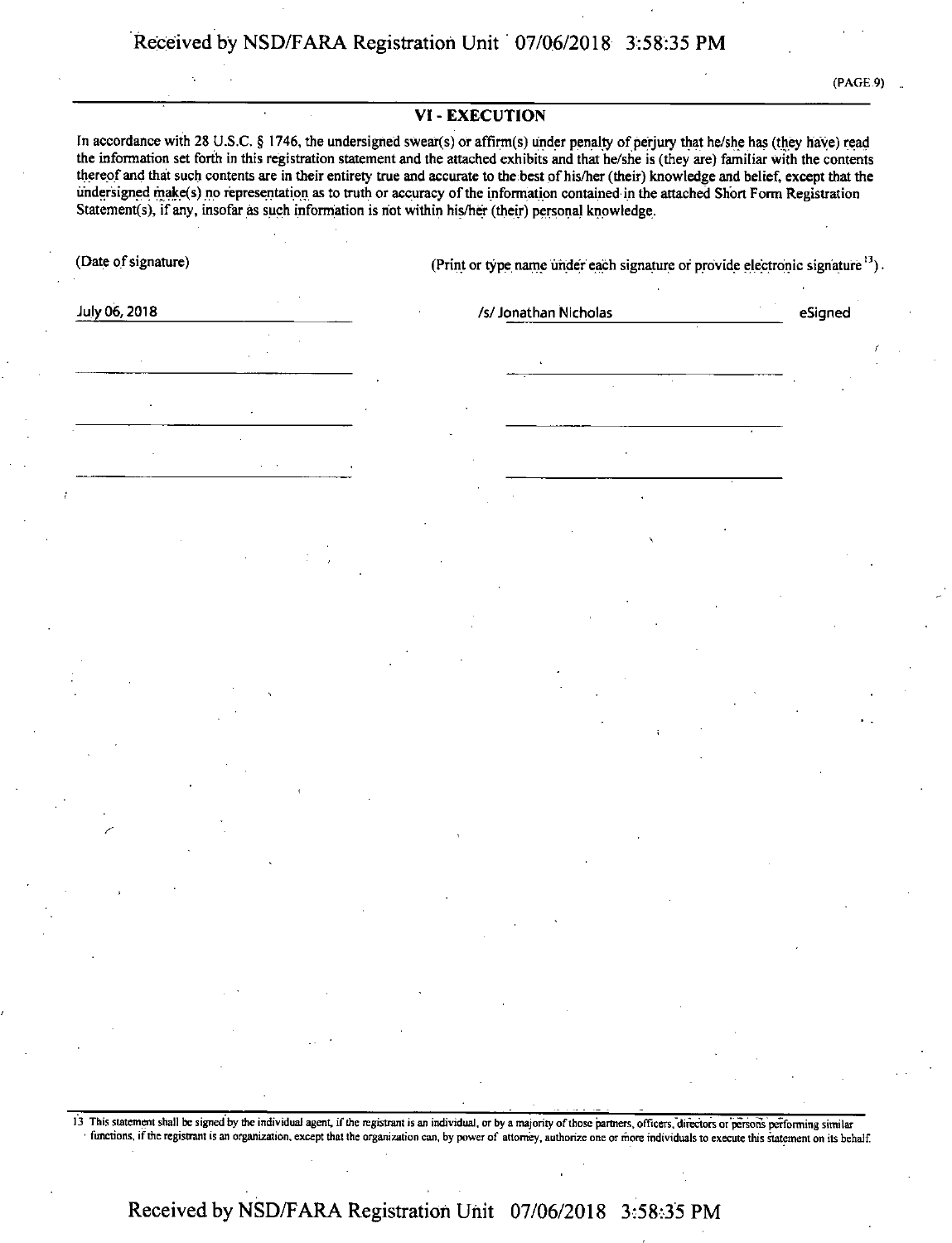## VI - EXECUTION

In accordance with 28 U.S.C. § 1746, the undersigned swear(s) or affirm(s) under penalty of perjury that he/she has (they have) read the information set forth in this registration statement and the attached exhibits and that he/she is (they are) familiar with the contents thereof and that such contents are in their entirety true and accurate to the best of his/her (their) knowledge and belief, except that the undersigned make(s) no representation as to truth or accuracy of the information contained in the attached Short Form Registration Statement(s), if any, insofar as such information is not within his/her (their) personal knowledge.

| (Date of signature) | (Print or type name under each signature or provide electronic signature[13]) | |
|---|---|---|
| July 06, 2018 | /s/ Jonathan Nicholas | eSigned |
| | | |
| | | |
| | | |

[13] This statement shall be signed by the individual agent, if the registrant is an individual, or by a majority of those partners, officers, directors or persons performing similar functions, if the registrant is an organization, except that the organization can, by power of attorney, authorize one or more individuals to execute this statement on its behalf.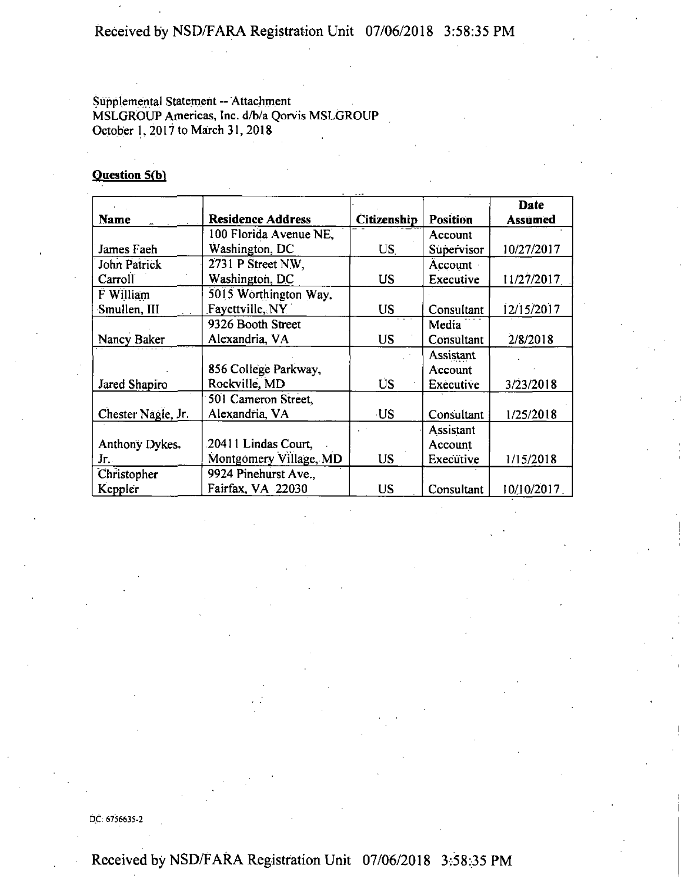Supplemental Statement -- Attachment
MSLGROUP Americas, Inc. d/b/a Qorvis MSLGROUP
October 1, 2017 to March 31, 2018

**Question 5(b)**

| Name | Residence Address | Citizenship | Position | Date Assumed |
| --- | --- | --- | --- | --- |
| James Faeh | 100 Florida Avenue NE, Washington, DC | US | Account Supervisor | 10/27/2017 |
| John Patrick Carroll | 2731 P Street NW, Washington, DC | US | Account Executive | 11/27/2017 |
| F William Smullen, III | 5015 Worthington Way, Fayettville, NY | US | Consultant | 12/15/2017 |
| Nancy Baker | 9326 Booth Street Alexandria, VA | US | Media Consultant | 2/8/2018 |
| Jared Shapiro | 856 College Parkway, Rockville, MD | US | Assistant Account Executive | 3/23/2018 |
| Chester Nagle, Jr. | 501 Cameron Street, Alexandria, VA | US | Consultant | 1/25/2018 |
| Anthony Dykes, Jr. | 20411 Lindas Court, Montgomery Village, MD | US | Assistant Account Executive | 1/15/2018 |
| Christopher Keppler | 9924 Pinehurst Ave., Fairfax, VA 22030 | US | Consultant | 10/10/2017 |

DC: 6756635-2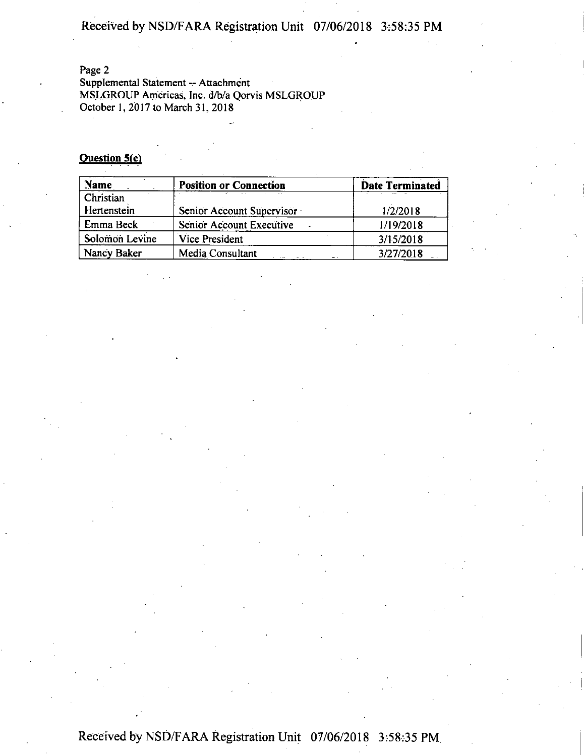Page 2
Supplemental Statement -- Attachment
MSLGROUP Americas, Inc. d/b/a Qorvis MSLGROUP
October 1, 2017 to March 31, 2018

**Question 5(c)**

| Name | Position or Connection | Date Terminated |
|---|---|---|
| Christian Hertenstein | Senior Account Supervisor | 1/2/2018 |
| Emma Beck | Senior Account Executive | 1/19/2018 |
| Solomon Levine | Vice President | 3/15/2018 |
| Nancy Baker | Media Consultant | 3/27/2018 |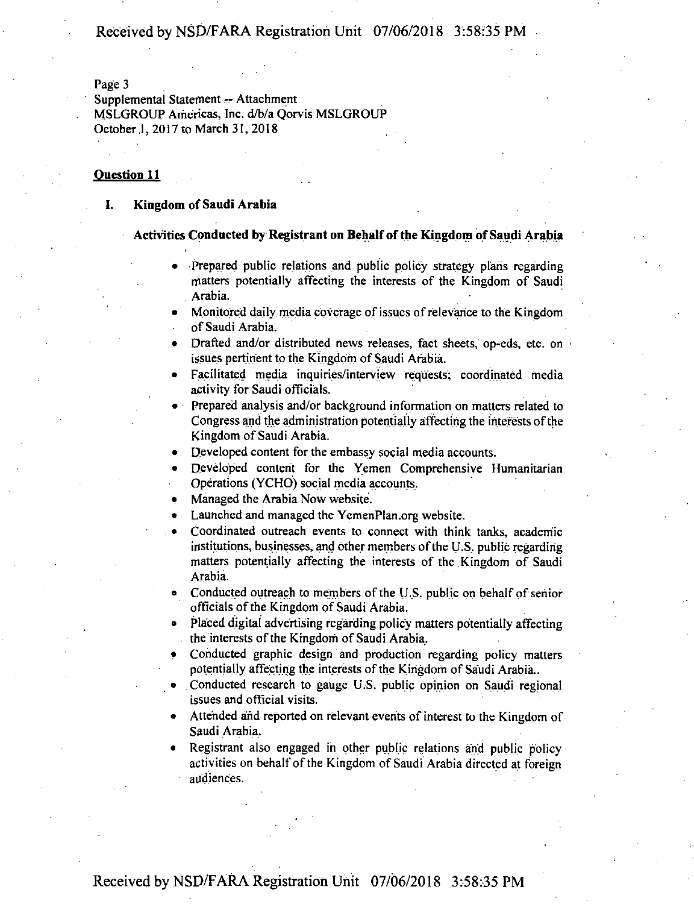Page 3
Supplemental Statement -- Attachment
MSLGROUP Americas, Inc. d/b/a Qorvis MSLGROUP
October 1, 2017 to March 31, 2018

**Question 11**

## I. Kingdom of Saudi Arabia

**Activities Conducted by Registrant on Behalf of the Kingdom of Saudi Arabia**

- Prepared public relations and public policy strategy plans regarding matters potentially affecting the interests of the Kingdom of Saudi Arabia.
- Monitored daily media coverage of issues of relevance to the Kingdom of Saudi Arabia.
- Drafted and/or distributed news releases, fact sheets, op-eds, etc. on issues pertinent to the Kingdom of Saudi Arabia.
- Facilitated media inquiries/interview requests; coordinated media activity for Saudi officials.
- Prepared analysis and/or background information on matters related to Congress and the administration potentially affecting the interests of the Kingdom of Saudi Arabia.
- Developed content for the embassy social media accounts.
- Developed content for the Yemen Comprehensive Humanitarian Operations (YCHO) social media accounts.
- Managed the Arabia Now website.
- Launched and managed the YemenPlan.org website.
- Coordinated outreach events to connect with think tanks, academic institutions, businesses, and other members of the U.S. public regarding matters potentially affecting the interests of the Kingdom of Saudi Arabia.
- Conducted outreach to members of the U.S. public on behalf of senior officials of the Kingdom of Saudi Arabia.
- Placed digital advertising regarding policy matters potentially affecting the interests of the Kingdom of Saudi Arabia.
- Conducted graphic design and production regarding policy matters potentially affecting the interests of the Kingdom of Saudi Arabia..
- Conducted research to gauge U.S. public opinion on Saudi regional issues and official visits.
- Attended and reported on relevant events of interest to the Kingdom of Saudi Arabia.
- Registrant also engaged in other public relations and public policy activities on behalf of the Kingdom of Saudi Arabia directed at foreign audiences.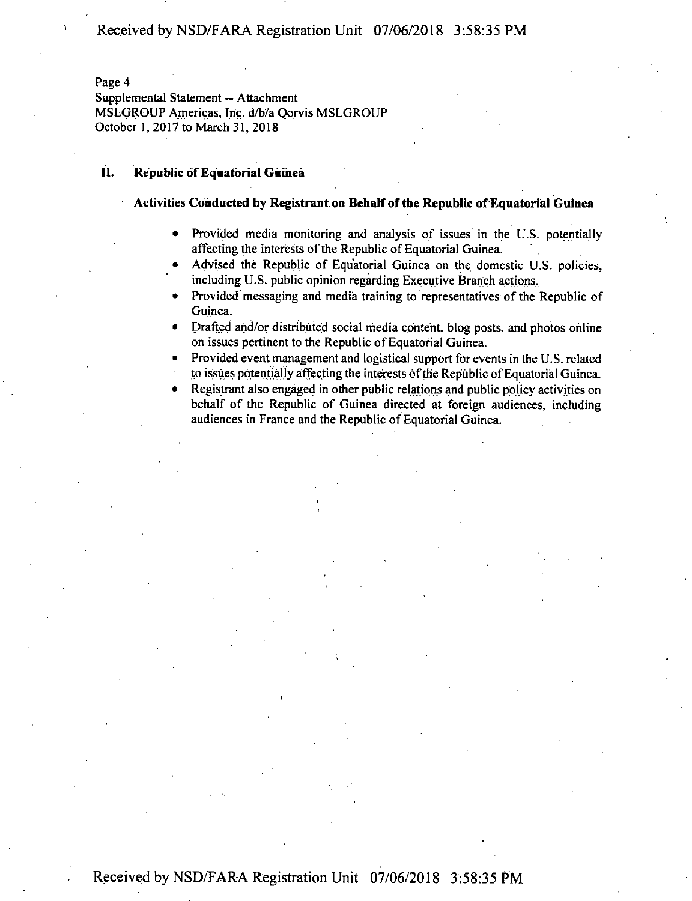Page 4
Supplemental Statement -- Attachment
MSLGROUP Americas, Inc. d/b/a Qorvis MSLGROUP
October 1, 2017 to March 31, 2018

## II. Republic of Equatorial Guinea

### Activities Conducted by Registrant on Behalf of the Republic of Equatorial Guinea

- Provided media monitoring and analysis of issues in the U.S. potentially affecting the interests of the Republic of Equatorial Guinea.
- Advised the Republic of Equatorial Guinea on the domestic U.S. policies, including U.S. public opinion regarding Executive Branch actions.
- Provided messaging and media training to representatives of the Republic of Guinea.
- Drafted and/or distributed social media content, blog posts, and photos online on issues pertinent to the Republic of Equatorial Guinea.
- Provided event management and logistical support for events in the U.S. related to issues potentially affecting the interests of the Republic of Equatorial Guinea.
- Registrant also engaged in other public relations and public policy activities on behalf of the Republic of Guinea directed at foreign audiences, including audiences in France and the Republic of Equatorial Guinea.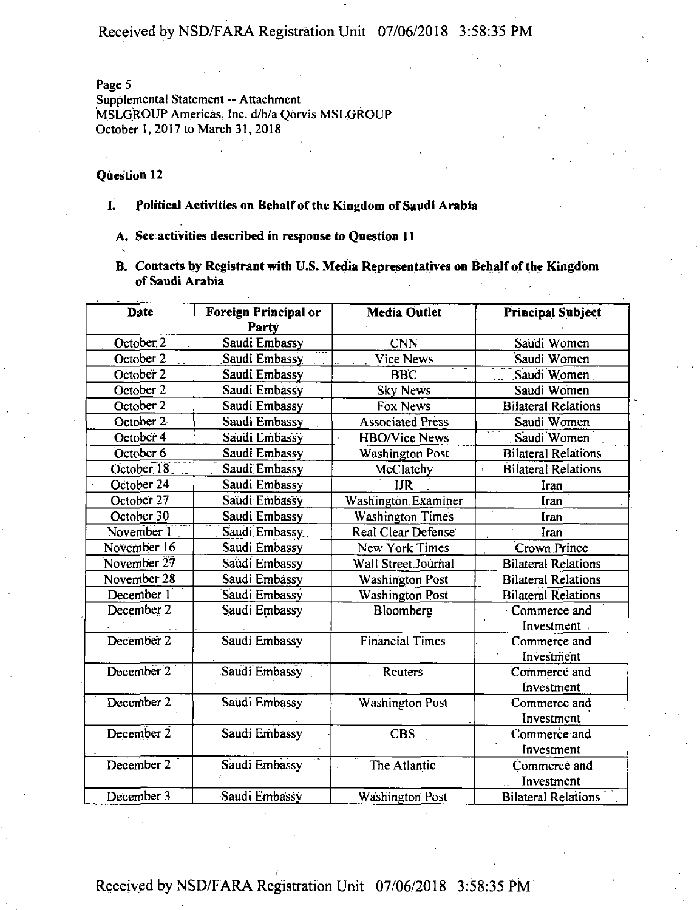Page 5
Supplemental Statement -- Attachment
MSLGROUP Americas, Inc. d/b/a Qorvis MSLGROUP
October 1, 2017 to March 31, 2018

**Question 12**

**I. Political Activities on Behalf of the Kingdom of Saudi Arabia**

**A. See activities described in response to Question 11**

**B. Contacts by Registrant with U.S. Media Representatives on Behalf of the Kingdom of Saudi Arabia**

| Date | Foreign Principal or Party | Media Outlet | Principal Subject |
|---|---|---|---|
| October 2 | Saudi Embassy | CNN | Saudi Women |
| October 2 | Saudi Embassy | Vice News | Saudi Women |
| October 2 | Saudi Embassy | BBC | Saudi Women |
| October 2 | Saudi Embassy | Sky News | Saudi Women |
| October 2 | Saudi Embassy | Fox News | Bilateral Relations |
| October 2 | Saudi Embassy | Associated Press | Saudi Women |
| October 4 | Saudi Embassy | HBO/Vice News | Saudi Women |
| October 6 | Saudi Embassy | Washington Post | Bilateral Relations |
| October 18 | Saudi Embassy | McClatchy | Bilateral Relations |
| October 24 | Saudi Embassy | IJR | Iran |
| October 27 | Saudi Embassy | Washington Examiner | Iran |
| October 30 | Saudi Embassy | Washington Times | Iran |
| November 1 | Saudi Embassy | Real Clear Defense | Iran |
| November 16 | Saudi Embassy | New York Times | Crown Prince |
| November 27 | Saudi Embassy | Wall Street Journal | Bilateral Relations |
| November 28 | Saudi Embassy | Washington Post | Bilateral Relations |
| December 1 | Saudi Embassy | Washington Post | Bilateral Relations |
| December 2 | Saudi Embassy | Bloomberg | Commerce and Investment |
| December 2 | Saudi Embassy | Financial Times | Commerce and Investment |
| December 2 | Saudi Embassy | Reuters | Commerce and Investment |
| December 2 | Saudi Embassy | Washington Post | Commerce and Investment |
| December 2 | Saudi Embassy | CBS | Commerce and Investment |
| December 2 | Saudi Embassy | The Atlantic | Commerce and Investment |
| December 3 | Saudi Embassy | Washington Post | Bilateral Relations |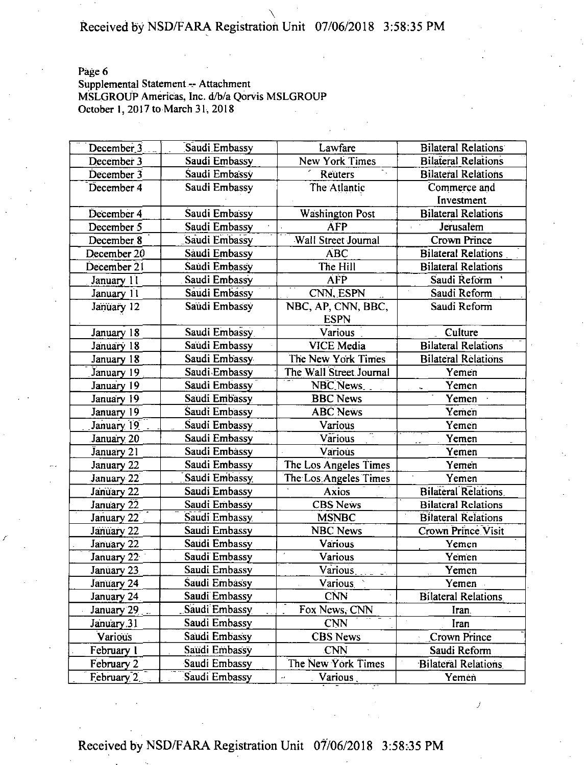Page 6
Supplemental Statement -- Attachment
MSLGROUP Americas, Inc. d/b/a Qorvis MSLGROUP
October 1, 2017 to March 31, 2018

| | | | |
|---|---|---|---|
| December 3 | Saudi Embassy | Lawfare | Bilateral Relations |
| December 3 | Saudi Embassy | New York Times | Bilateral Relations |
| December 3 | Saudi Embassy | Reuters | Bilateral Relations |
| December 4 | Saudi Embassy | The Atlantic | Commerce and Investment |
| December 4 | Saudi Embassy | Washington Post | Bilateral Relations |
| December 5 | Saudi Embassy | AFP | Jerusalem |
| December 8 | Saudi Embassy | Wall Street Journal | Crown Prince |
| December 20 | Saudi Embassy | ABC | Bilateral Relations |
| December 21 | Saudi Embassy | The Hill | Bilateral Relations |
| January 11 | Saudi Embassy | AFP | Saudi Reform |
| January 11 | Saudi Embassy | CNN, ESPN | Saudi Reform |
| January 12 | Saudi Embassy | NBC, AP, CNN, BBC, ESPN | Saudi Reform |
| January 18 | Saudi Embassy | Various | Culture |
| January 18 | Saudi Embassy | VICE Media | Bilateral Relations |
| January 18 | Saudi Embassy | The New York Times | Bilateral Relations |
| January 19 | Saudi Embassy | The Wall Street Journal | Yemen |
| January 19 | Saudi Embassy | NBC News | Yemen |
| January 19 | Saudi Embassy | BBC News | Yemen |
| January 19 | Saudi Embassy | ABC News | Yemen |
| January 19 | Saudi Embassy | Various | Yemen |
| January 20 | Saudi Embassy | Various | Yemen |
| January 21 | Saudi Embassy | Various | Yemen |
| January 22 | Saudi Embassy | The Los Angeles Times | Yemen |
| January 22 | Saudi Embassy | The Los Angeles Times | Yemen |
| January 22 | Saudi Embassy | Axios | Bilateral Relations |
| January 22 | Saudi Embassy | CBS News | Bilateral Relations |
| January 22 | Saudi Embassy | MSNBC | Bilateral Relations |
| January 22 | Saudi Embassy | NBC News | Crown Prince Visit |
| January 22 | Saudi Embassy | Various | Yemen |
| January 22 | Saudi Embassy | Various | Yemen |
| January 23 | Saudi Embassy | Various | Yemen |
| January 24 | Saudi Embassy | Various | Yemen |
| January 24 | Saudi Embassy | CNN | Bilateral Relations |
| January 29 | Saudi Embassy | Fox News, CNN | Iran |
| January 31 | Saudi Embassy | CNN | Iran |
| Various | Saudi Embassy | CBS News | Crown Prince |
| February 1 | Saudi Embassy | CNN | Saudi Reform |
| February 2 | Saudi Embassy | The New York Times | Bilateral Relations |
| February 2 | Saudi Embassy | Various | Yemen |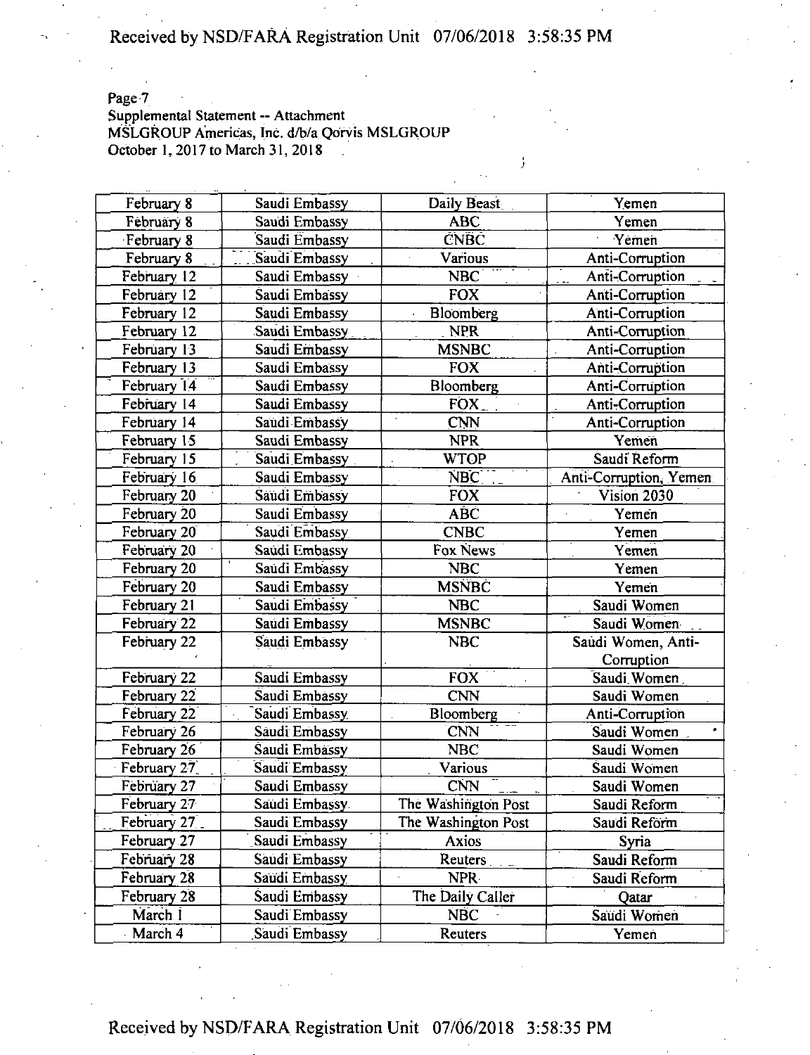Page 7
Supplemental Statement -- Attachment
MSLGROUP Americas, Inc. d/b/a Qorvis MSLGROUP
October 1, 2017 to March 31, 2018

| | | | |
|---|---|---|---|
| February 8 | Saudi Embassy | Daily Beast | Yemen |
| February 8 | Saudi Embassy | ABC | Yemen |
| February 8 | Saudi Embassy | CNBC | Yemen |
| February 8 | Saudi Embassy | Various | Anti-Corruption |
| February 12 | Saudi Embassy | NBC | Anti-Corruption |
| February 12 | Saudi Embassy | FOX | Anti-Corruption |
| February 12 | Saudi Embassy | Bloomberg | Anti-Corruption |
| February 12 | Saudi Embassy | NPR | Anti-Corruption |
| February 13 | Saudi Embassy | MSNBC | Anti-Corruption |
| February 13 | Saudi Embassy | FOX | Anti-Corruption |
| February 14 | Saudi Embassy | Bloomberg | Anti-Corruption |
| February 14 | Saudi Embassy | FOX | Anti-Corruption |
| February 14 | Saudi Embassy | CNN | Anti-Corruption |
| February 15 | Saudi Embassy | NPR | Yemen |
| February 15 | Saudi Embassy | WTOP | Saudi Reform |
| February 16 | Saudi Embassy | NBC | Anti-Corruption, Yemen |
| February 20 | Saudi Embassy | FOX | Vision 2030 |
| February 20 | Saudi Embassy | ABC | Yemen |
| February 20 | Saudi Embassy | CNBC | Yemen |
| February 20 | Saudi Embassy | Fox News | Yemen |
| February 20 | Saudi Embassy | NBC | Yemen |
| February 20 | Saudi Embassy | MSNBC | Yemen |
| February 21 | Saudi Embassy | NBC | Saudi Women |
| February 22 | Saudi Embassy | MSNBC | Saudi Women |
| February 22 | Saudi Embassy | NBC | Saudi Women, Anti-Corruption |
| February 22 | Saudi Embassy | FOX | Saudi Women |
| February 22 | Saudi Embassy | CNN | Saudi Women |
| February 22 | Saudi Embassy | Bloomberg | Anti-Corruption |
| February 26 | Saudi Embassy | CNN | Saudi Women |
| February 26 | Saudi Embassy | NBC | Saudi Women |
| February 27 | Saudi Embassy | Various | Saudi Women |
| February 27 | Saudi Embassy | CNN | Saudi Women |
| February 27 | Saudi Embassy | The Washington Post | Saudi Reform |
| February 27 | Saudi Embassy | The Washington Post | Saudi Reform |
| February 27 | Saudi Embassy | Axios | Syria |
| February 28 | Saudi Embassy | Reuters | Saudi Reform |
| February 28 | Saudi Embassy | NPR | Saudi Reform |
| February 28 | Saudi Embassy | The Daily Caller | Qatar |
| March 1 | Saudi Embassy | NBC | Saudi Women |
| March 4 | Saudi Embassy | Reuters | Yemen |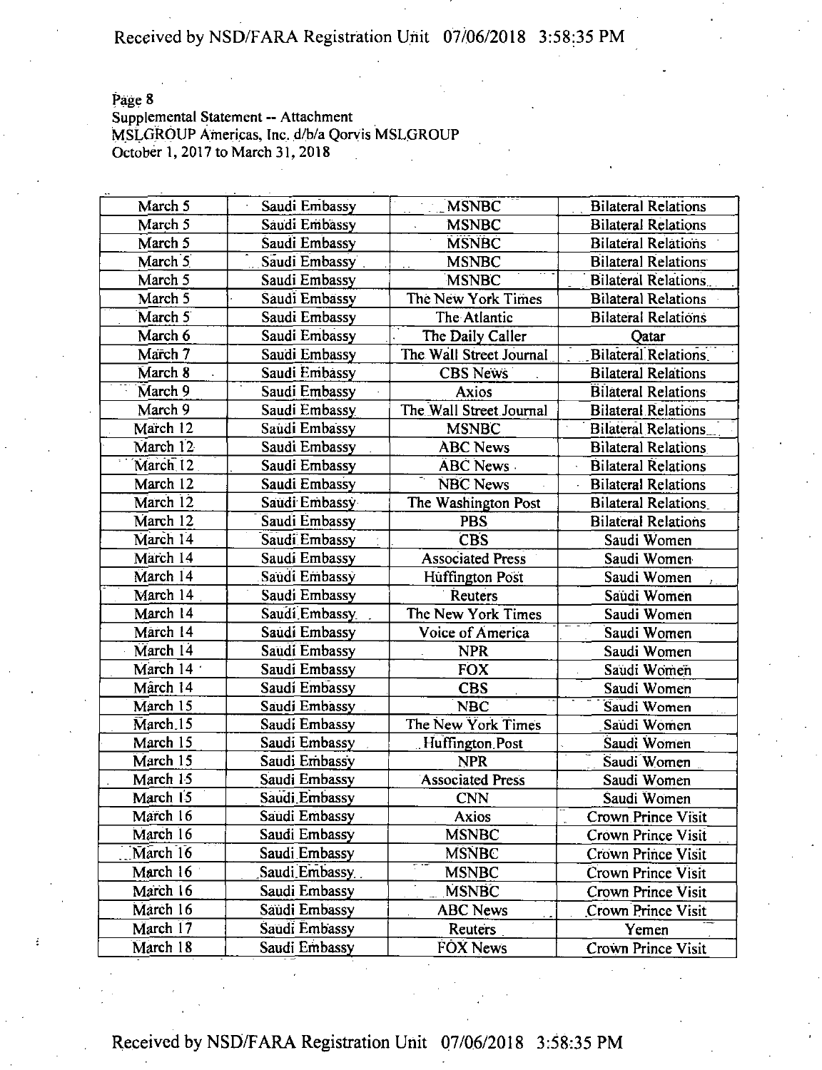Page 8
Supplemental Statement -- Attachment
MSLGROUP Americas, Inc. d/b/a Qorvis MSLGROUP
October 1, 2017 to March 31, 2018

| | | | |
|---|---|---|---|
| March 5 | Saudi Embassy | MSNBC | Bilateral Relations |
| March 5 | Saudi Embassy | MSNBC | Bilateral Relations |
| March 5 | Saudi Embassy | MSNBC | Bilateral Relations |
| March 5 | Saudi Embassy | MSNBC | Bilateral Relations |
| March 5 | Saudi Embassy | MSNBC | Bilateral Relations |
| March 5 | Saudi Embassy | The New York Times | Bilateral Relations |
| March 5 | Saudi Embassy | The Atlantic | Bilateral Relations |
| March 6 | Saudi Embassy | The Daily Caller | Qatar |
| March 7 | Saudi Embassy | The Wall Street Journal | Bilateral Relations |
| March 8 | Saudi Embassy | CBS News | Bilateral Relations |
| March 9 | Saudi Embassy | Axios | Bilateral Relations |
| March 9 | Saudi Embassy | The Wall Street Journal | Bilateral Relations |
| March 12 | Saudi Embassy | MSNBC | Bilateral Relations |
| March 12 | Saudi Embassy | ABC News | Bilateral Relations |
| March 12 | Saudi Embassy | ABC News | Bilateral Relations |
| March 12 | Saudi Embassy | NBC News | Bilateral Relations |
| March 12 | Saudi Embassy | The Washington Post | Bilateral Relations |
| March 12 | Saudi Embassy | PBS | Bilateral Relations |
| March 14 | Saudi Embassy | CBS | Saudi Women |
| March 14 | Saudi Embassy | Associated Press | Saudi Women |
| March 14 | Saudi Embassy | Huffington Post | Saudi Women |
| March 14 | Saudi Embassy | Reuters | Saudi Women |
| March 14 | Saudi Embassy | The New York Times | Saudi Women |
| March 14 | Saudi Embassy | Voice of America | Saudi Women |
| March 14 | Saudi Embassy | NPR | Saudi Women |
| March 14 | Saudi Embassy | FOX | Saudi Women |
| March 14 | Saudi Embassy | CBS | Saudi Women |
| March 15 | Saudi Embassy | NBC | Saudi Women |
| March 15 | Saudi Embassy | The New York Times | Saudi Women |
| March 15 | Saudi Embassy | Huffington Post | Saudi Women |
| March 15 | Saudi Embassy | NPR | Saudi Women |
| March 15 | Saudi Embassy | Associated Press | Saudi Women |
| March 15 | Saudi Embassy | CNN | Saudi Women |
| March 16 | Saudi Embassy | Axios | Crown Prince Visit |
| March 16 | Saudi Embassy | MSNBC | Crown Prince Visit |
| March 16 | Saudi Embassy | MSNBC | Crown Prince Visit |
| March 16 | Saudi Embassy | MSNBC | Crown Prince Visit |
| March 16 | Saudi Embassy | MSNBC | Crown Prince Visit |
| March 16 | Saudi Embassy | ABC News | Crown Prince Visit |
| March 17 | Saudi Embassy | Reuters | Yemen |
| March 18 | Saudi Embassy | FOX News | Crown Prince Visit |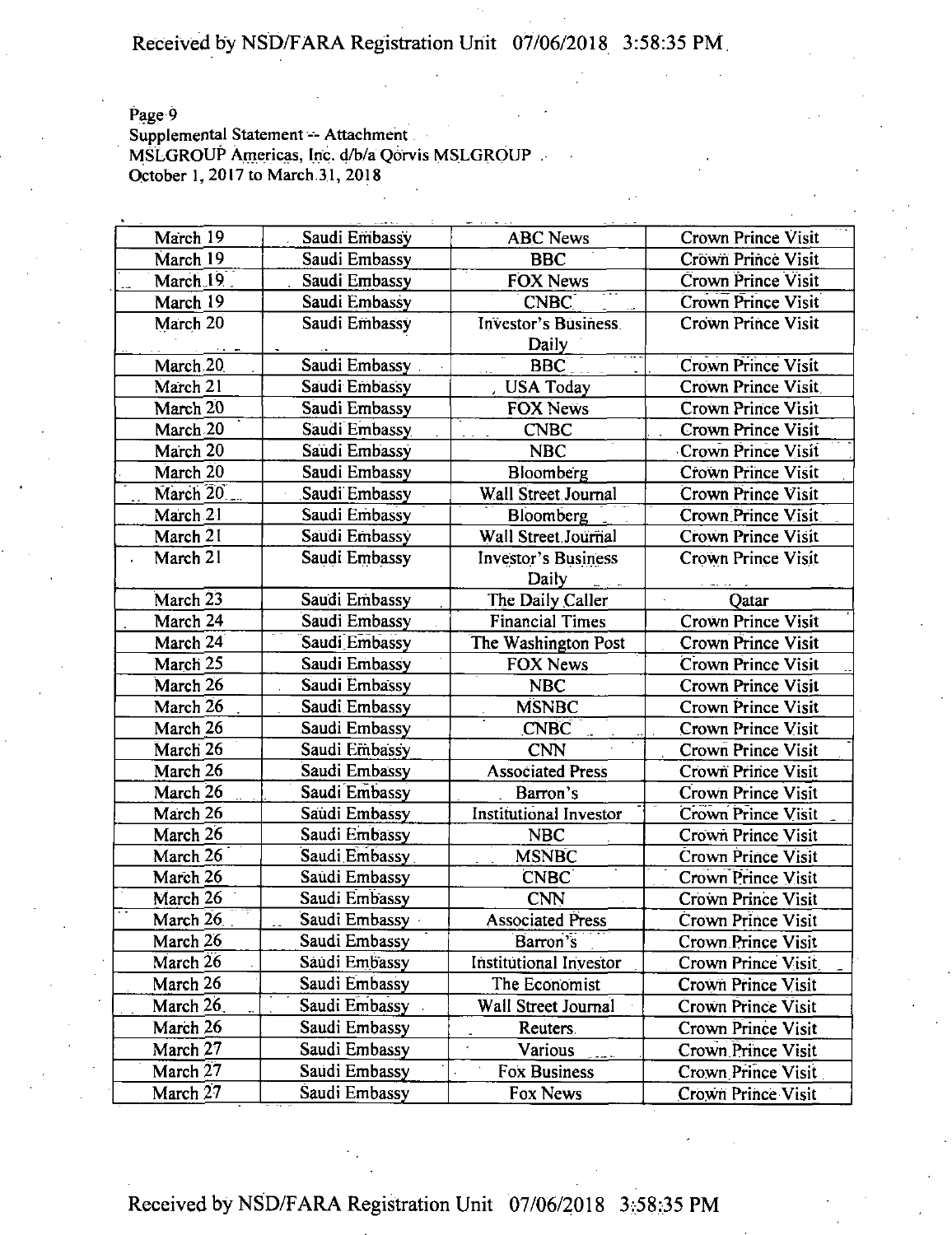Page 9
Supplemental Statement -- Attachment
MSLGROUP Americas, Inc. d/b/a Qorvis MSLGROUP
October 1, 2017 to March 31, 2018

| | | | |
|---|---|---|---|
| March 19 | Saudi Embassy | ABC News | Crown Prince Visit |
| March 19 | Saudi Embassy | BBC | Crown Prince Visit |
| March 19 | Saudi Embassy | FOX News | Crown Prince Visit |
| March 19 | Saudi Embassy | CNBC | Crown Prince Visit |
| March 20 | Saudi Embassy | Investor's Business Daily | Crown Prince Visit |
| March 20 | Saudi Embassy | BBC | Crown Prince Visit |
| March 21 | Saudi Embassy | USA Today | Crown Prince Visit |
| March 20 | Saudi Embassy | FOX News | Crown Prince Visit |
| March 20 | Saudi Embassy | CNBC | Crown Prince Visit |
| March 20 | Saudi Embassy | NBC | Crown Prince Visit |
| March 20 | Saudi Embassy | Bloomberg | Crown Prince Visit |
| March 20 | Saudi Embassy | Wall Street Journal | Crown Prince Visit |
| March 21 | Saudi Embassy | Bloomberg | Crown Prince Visit |
| March 21 | Saudi Embassy | Wall Street Journal | Crown Prince Visit |
| March 21 | Saudi Embassy | Investor's Business Daily | Crown Prince Visit |
| March 23 | Saudi Embassy | The Daily Caller | Qatar |
| March 24 | Saudi Embassy | Financial Times | Crown Prince Visit |
| March 24 | Saudi Embassy | The Washington Post | Crown Prince Visit |
| March 25 | Saudi Embassy | FOX News | Crown Prince Visit |
| March 26 | Saudi Embassy | NBC | Crown Prince Visit |
| March 26 | Saudi Embassy | MSNBC | Crown Prince Visit |
| March 26 | Saudi Embassy | CNBC | Crown Prince Visit |
| March 26 | Saudi Embassy | CNN | Crown Prince Visit |
| March 26 | Saudi Embassy | Associated Press | Crown Prince Visit |
| March 26 | Saudi Embassy | Barron's | Crown Prince Visit |
| March 26 | Saudi Embassy | Institutional Investor | Crown Prince Visit |
| March 26 | Saudi Embassy | NBC | Crown Prince Visit |
| March 26 | Saudi Embassy | MSNBC | Crown Prince Visit |
| March 26 | Saudi Embassy | CNBC | Crown Prince Visit |
| March 26 | Saudi Embassy | CNN | Crown Prince Visit |
| March 26 | Saudi Embassy | Associated Press | Crown Prince Visit |
| March 26 | Saudi Embassy | Barron's | Crown Prince Visit |
| March 26 | Saudi Embassy | Institutional Investor | Crown Prince Visit |
| March 26 | Saudi Embassy | The Economist | Crown Prince Visit |
| March 26 | Saudi Embassy | Wall Street Journal | Crown Prince Visit |
| March 26 | Saudi Embassy | Reuters | Crown Prince Visit |
| March 27 | Saudi Embassy | Various | Crown Prince Visit |
| March 27 | Saudi Embassy | Fox Business | Crown Prince Visit |
| March 27 | Saudi Embassy | Fox News | Crown Prince Visit |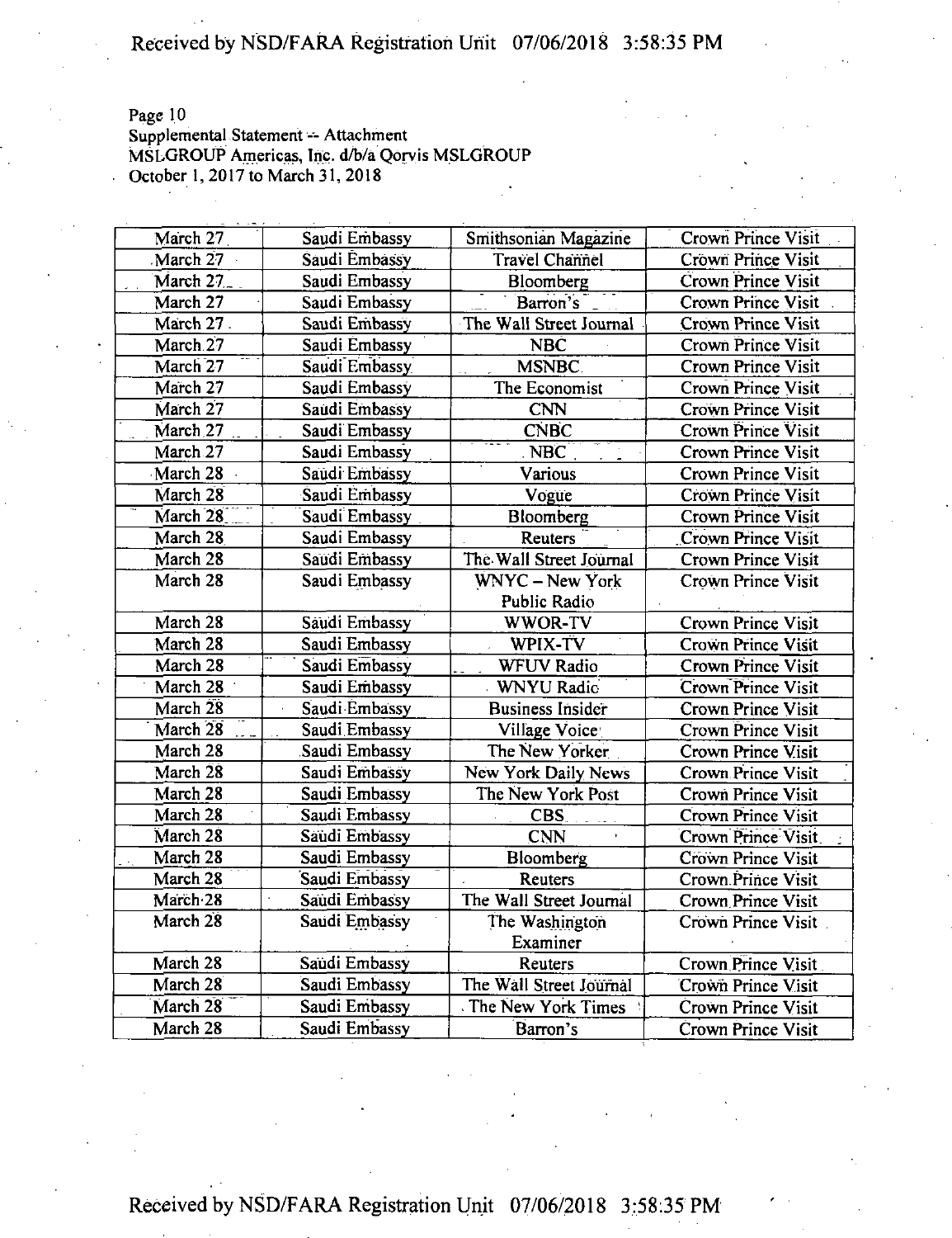Page 10
Supplemental Statement -- Attachment
MSLGROUP Americas, Inc. d/b/a Qorvis MSLGROUP
October 1, 2017 to March 31, 2018

| | | | |
|---|---|---|---|
| March 27 | Saudi Embassy | Smithsonian Magazine | Crown Prince Visit |
| March 27 | Saudi Embassy | Travel Channel | Crown Prince Visit |
| March 27 | Saudi Embassy | Bloomberg | Crown Prince Visit |
| March 27 | Saudi Embassy | Barron's | Crown Prince Visit |
| March 27 | Saudi Embassy | The Wall Street Journal | Crown Prince Visit |
| March 27 | Saudi Embassy | NBC | Crown Prince Visit |
| March 27 | Saudi Embassy | MSNBC | Crown Prince Visit |
| March 27 | Saudi Embassy | The Economist | Crown Prince Visit |
| March 27 | Saudi Embassy | CNN | Crown Prince Visit |
| March 27 | Saudi Embassy | CNBC | Crown Prince Visit |
| March 27 | Saudi Embassy | NBC | Crown Prince Visit |
| March 28 | Saudi Embassy | Various | Crown Prince Visit |
| March 28 | Saudi Embassy | Vogue | Crown Prince Visit |
| March 28 | Saudi Embassy | Bloomberg | Crown Prince Visit |
| March 28 | Saudi Embassy | Reuters | Crown Prince Visit |
| March 28 | Saudi Embassy | The Wall Street Journal | Crown Prince Visit |
| March 28 | Saudi Embassy | WNYC – New York Public Radio | Crown Prince Visit |
| March 28 | Saudi Embassy | WWOR-TV | Crown Prince Visit |
| March 28 | Saudi Embassy | WPIX-TV | Crown Prince Visit |
| March 28 | Saudi Embassy | WFUV Radio | Crown Prince Visit |
| March 28 | Saudi Embassy | WNYU Radio | Crown Prince Visit |
| March 28 | Saudi Embassy | Business Insider | Crown Prince Visit |
| March 28 | Saudi Embassy | Village Voice | Crown Prince Visit |
| March 28 | Saudi Embassy | The New Yorker | Crown Prince Visit |
| March 28 | Saudi Embassy | New York Daily News | Crown Prince Visit |
| March 28 | Saudi Embassy | The New York Post | Crown Prince Visit |
| March 28 | Saudi Embassy | CBS | Crown Prince Visit |
| March 28 | Saudi Embassy | CNN | Crown Prince Visit |
| March 28 | Saudi Embassy | Bloomberg | Crown Prince Visit |
| March 28 | Saudi Embassy | Reuters | Crown Prince Visit |
| March 28 | Saudi Embassy | The Wall Street Journal | Crown Prince Visit |
| March 28 | Saudi Embassy | The Washington Examiner | Crown Prince Visit |
| March 28 | Saudi Embassy | Reuters | Crown Prince Visit |
| March 28 | Saudi Embassy | The Wall Street Journal | Crown Prince Visit |
| March 28 | Saudi Embassy | The New York Times | Crown Prince Visit |
| March 28 | Saudi Embassy | Barron's | Crown Prince Visit |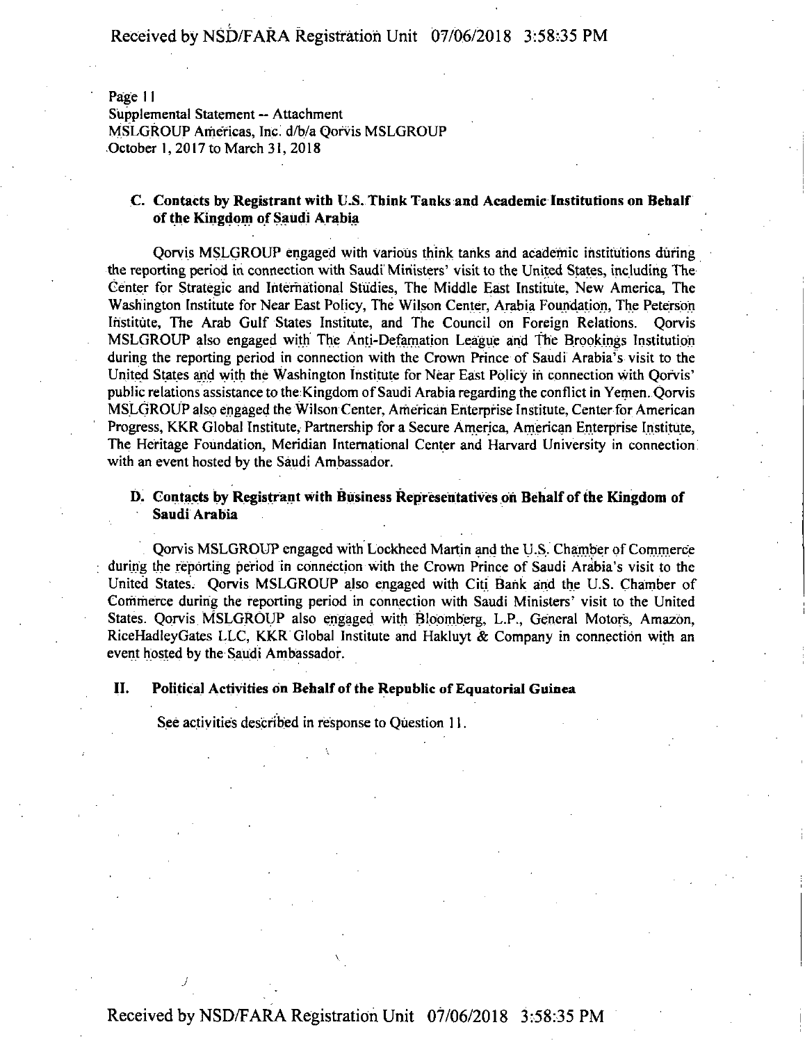Page 11
Supplemental Statement -- Attachment
MSLGROUP Americas, Inc. d/b/a Qorvis MSLGROUP
October 1, 2017 to March 31, 2018

### C. Contacts by Registrant with U.S. Think Tanks and Academic Institutions on Behalf of the Kingdom of Saudi Arabia

Qorvis MSLGROUP engaged with various think tanks and academic institutions during the reporting period in connection with Saudi Ministers' visit to the United States, including The Center for Strategic and International Studies, The Middle East Institute, New America, The Washington Institute for Near East Policy, The Wilson Center, Arabia Foundation, The Peterson Institute, The Arab Gulf States Institute, and The Council on Foreign Relations. Qorvis MSLGROUP also engaged with The Anti-Defamation League and The Brookings Institution during the reporting period in connection with the Crown Prince of Saudi Arabia's visit to the United States and with the Washington Institute for Near East Policy in connection with Qorvis' public relations assistance to the Kingdom of Saudi Arabia regarding the conflict in Yemen. Qorvis MSLGROUP also engaged the Wilson Center, American Enterprise Institute, Center for American Progress, KKR Global Institute, Partnership for a Secure America, American Enterprise Institute, The Heritage Foundation, Meridian International Center and Harvard University in connection with an event hosted by the Saudi Ambassador.

### D. Contacts by Registrant with Business Representatives on Behalf of the Kingdom of Saudi Arabia

Qorvis MSLGROUP engaged with Lockheed Martin and the U.S. Chamber of Commerce during the reporting period in connection with the Crown Prince of Saudi Arabia's visit to the United States. Qorvis MSLGROUP also engaged with Citi Bank and the U.S. Chamber of Commerce during the reporting period in connection with Saudi Ministers' visit to the United States. Qorvis MSLGROUP also engaged with Bloomberg, L.P., General Motors, Amazon, RiceHadleyGates LLC, KKR Global Institute and Hakluyt & Company in connection with an event hosted by the Saudi Ambassador.

## II. Political Activities on Behalf of the Republic of Equatorial Guinea

See activities described in response to Question 11.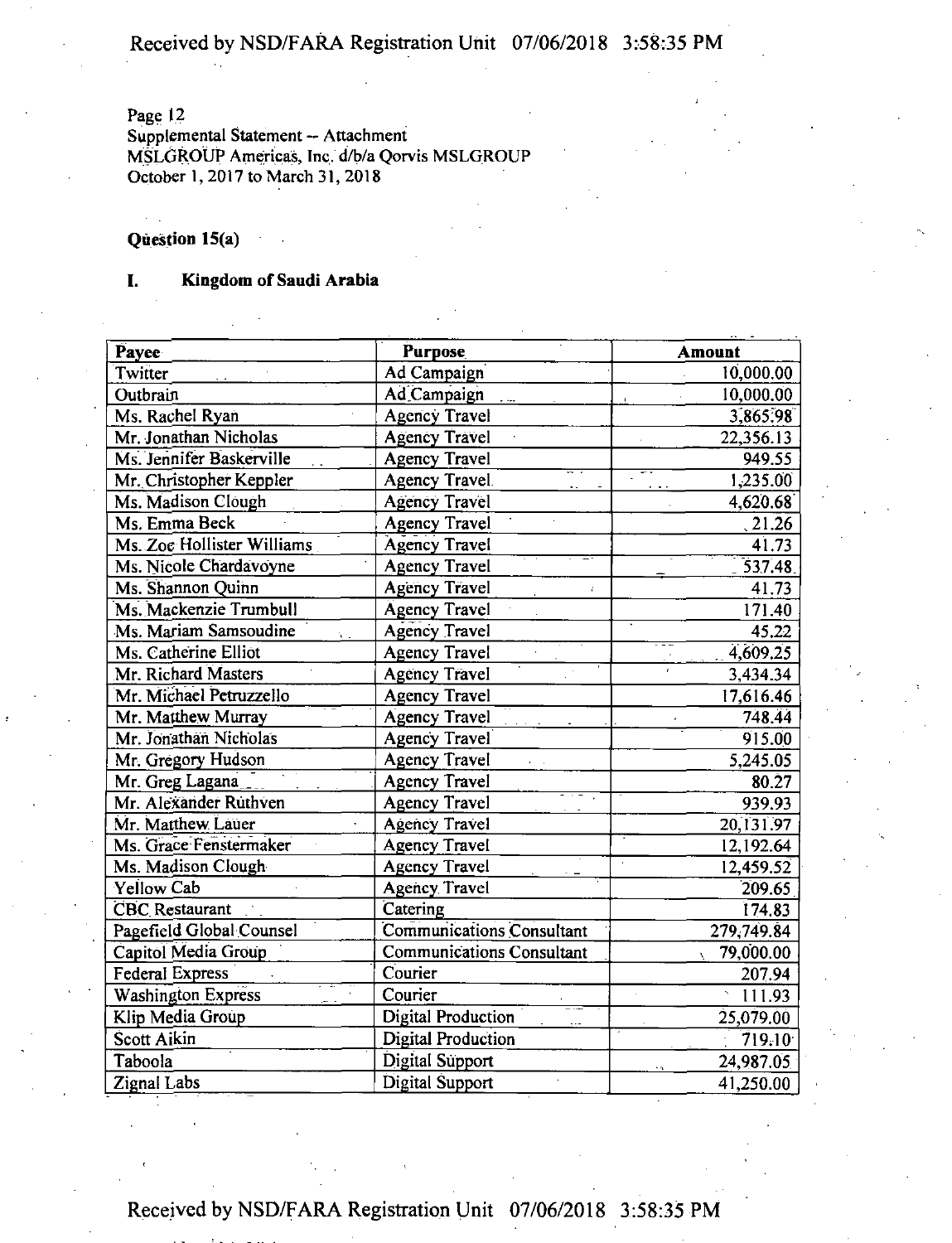Page 12
Supplemental Statement -- Attachment
MSLGROUP Americas, Inc. d/b/a Qorvis MSLGROUP
October 1, 2017 to March 31, 2018

**Question 15(a)**

**I. Kingdom of Saudi Arabia**

| Payee | Purpose | Amount |
|---|---|---|
| Twitter | Ad Campaign | 10,000.00 |
| Outbrain | Ad Campaign | 10,000.00 |
| Ms. Rachel Ryan | Agency Travel | 3,865.98 |
| Mr. Jonathan Nicholas | Agency Travel | 22,356.13 |
| Ms. Jennifer Baskerville | Agency Travel | 949.55 |
| Mr. Christopher Keppler | Agency Travel | 1,235.00 |
| Ms. Madison Clough | Agency Travel | 4,620.68 |
| Ms. Emma Beck | Agency Travel | 21.26 |
| Ms. Zoe Hollister Williams | Agency Travel | 41.73 |
| Ms. Nicole Chardavoyne | Agency Travel | 537.48 |
| Ms. Shannon Quinn | Agency Travel | 41.73 |
| Ms. Mackenzie Trumbull | Agency Travel | 171.40 |
| Ms. Mariam Samsoudine | Agency Travel | 45.22 |
| Ms. Catherine Elliot | Agency Travel | 4,609.25 |
| Mr. Richard Masters | Agency Travel | 3,434.34 |
| Mr. Michael Petruzzello | Agency Travel | 17,616.46 |
| Mr. Matthew Murray | Agency Travel | 748.44 |
| Mr. Jonathan Nicholas | Agency Travel | 915.00 |
| Mr. Gregory Hudson | Agency Travel | 5,245.05 |
| Mr. Greg Lagana | Agency Travel | 80.27 |
| Mr. Alexander Ruthven | Agency Travel | 939.93 |
| Mr. Matthew Lauer | Agency Travel | 20,131.97 |
| Ms. Grace Fenstermaker | Agency Travel | 12,192.64 |
| Ms. Madison Clough | Agency Travel | 12,459.52 |
| Yellow Cab | Agency Travel | 209.65 |
| CBC Restaurant | Catering | 174.83 |
| Pagefield Global Counsel | Communications Consultant | 279,749.84 |
| Capitol Media Group | Communications Consultant | 79,000.00 |
| Federal Express | Courier | 207.94 |
| Washington Express | Courier | 111.93 |
| Klip Media Group | Digital Production | 25,079.00 |
| Scott Aikin | Digital Production | 719.10 |
| Taboola | Digital Support | 24,987.05 |
| Zignal Labs | Digital Support | 41,250.00 |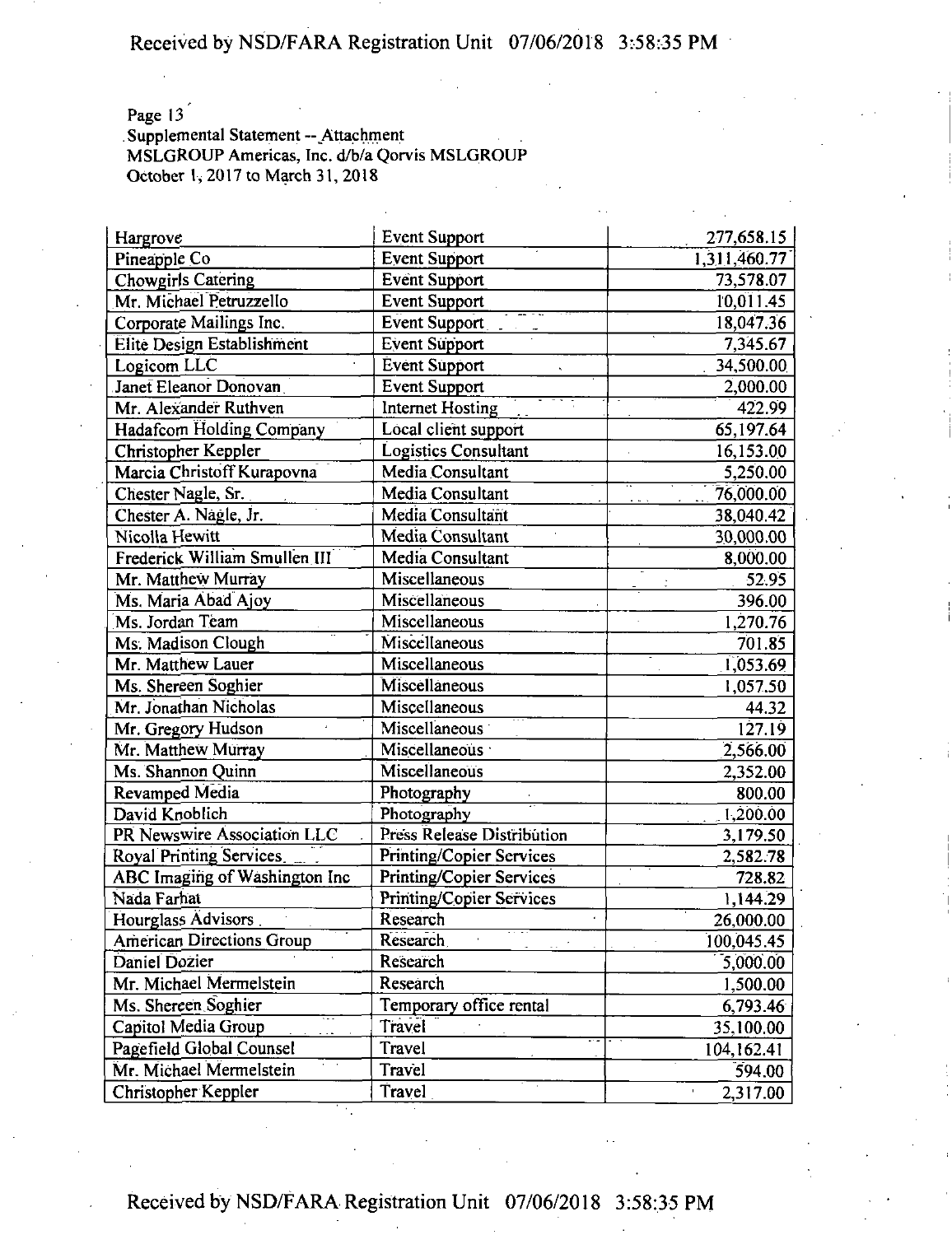Page 13
Supplemental Statement -- Attachment
MSLGROUP Americas, Inc. d/b/a Qorvis MSLGROUP
October 1, 2017 to March 31, 2018

| | | |
|---|---|---|
| Hargrove | Event Support | 277,658.15 |
| Pineapple Co | Event Support | 1,311,460.77 |
| Chowgirls Catering | Event Support | 73,578.07 |
| Mr. Michael Petruzzello | Event Support | 10,011.45 |
| Corporate Mailings Inc. | Event Support | 18,047.36 |
| Elite Design Establishment | Event Support | 7,345.67 |
| Logicom LLC | Event Support | 34,500.00 |
| Janet Eleanor Donovan | Event Support | 2,000.00 |
| Mr. Alexander Ruthven | Internet Hosting | 422.99 |
| Hadafcom Holding Company | Local client support | 65,197.64 |
| Christopher Keppler | Logistics Consultant | 16,153.00 |
| Marcia Christoff Kurapovna | Media Consultant | 5,250.00 |
| Chester Nagle, Sr. | Media Consultant | 76,000.00 |
| Chester A. Nagle, Jr. | Media Consultant | 38,040.42 |
| Nicolla Hewitt | Media Consultant | 30,000.00 |
| Frederick William Smullen III | Media Consultant | 8,000.00 |
| Mr. Matthew Murray | Miscellaneous | 52.95 |
| Ms. Maria Abad Ajoy | Miscellaneous | 396.00 |
| Ms. Jordan Team | Miscellaneous | 1,270.76 |
| Ms. Madison Clough | Miscellaneous | 701.85 |
| Mr. Matthew Lauer | Miscellaneous | 1,053.69 |
| Ms. Shereen Soghier | Miscellaneous | 1,057.50 |
| Mr. Jonathan Nicholas | Miscellaneous | 44.32 |
| Mr. Gregory Hudson | Miscellaneous | 127.19 |
| Mr. Matthew Murray | Miscellaneous | 2,566.00 |
| Ms. Shannon Quinn | Miscellaneous | 2,352.00 |
| Revamped Media | Photography | 800.00 |
| David Knoblich | Photography | 1,200.00 |
| PR Newswire Association LLC | Press Release Distribution | 3,179.50 |
| Royal Printing Services | Printing/Copier Services | 2,582.78 |
| ABC Imaging of Washington Inc | Printing/Copier Services | 728.82 |
| Nada Farhat | Printing/Copier Services | 1,144.29 |
| Hourglass Advisors | Research | 26,000.00 |
| American Directions Group | Research | 100,045.45 |
| Daniel Dozier | Research | 5,000.00 |
| Mr. Michael Mermelstein | Research | 1,500.00 |
| Ms. Shereen Soghier | Temporary office rental | 6,793.46 |
| Capitol Media Group | Travel | 35,100.00 |
| Pagefield Global Counsel | Travel | 104,162.41 |
| Mr. Michael Mermelstein | Travel | 594.00 |
| Christopher Keppler | Travel | 2,317.00 |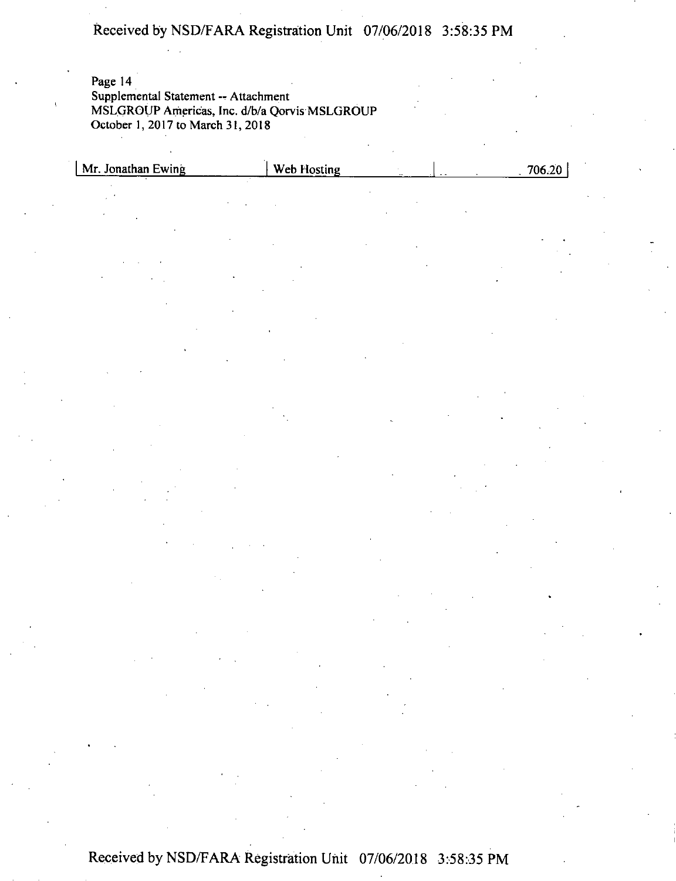Page 14
Supplemental Statement -- Attachment
MSLGROUP Americas, Inc. d/b/a Qorvis MSLGROUP
October 1, 2017 to March 31, 2018

| | | | |
|---|---|---|---|
| Mr. Jonathan Ewing | Web Hosting | | 706.20 |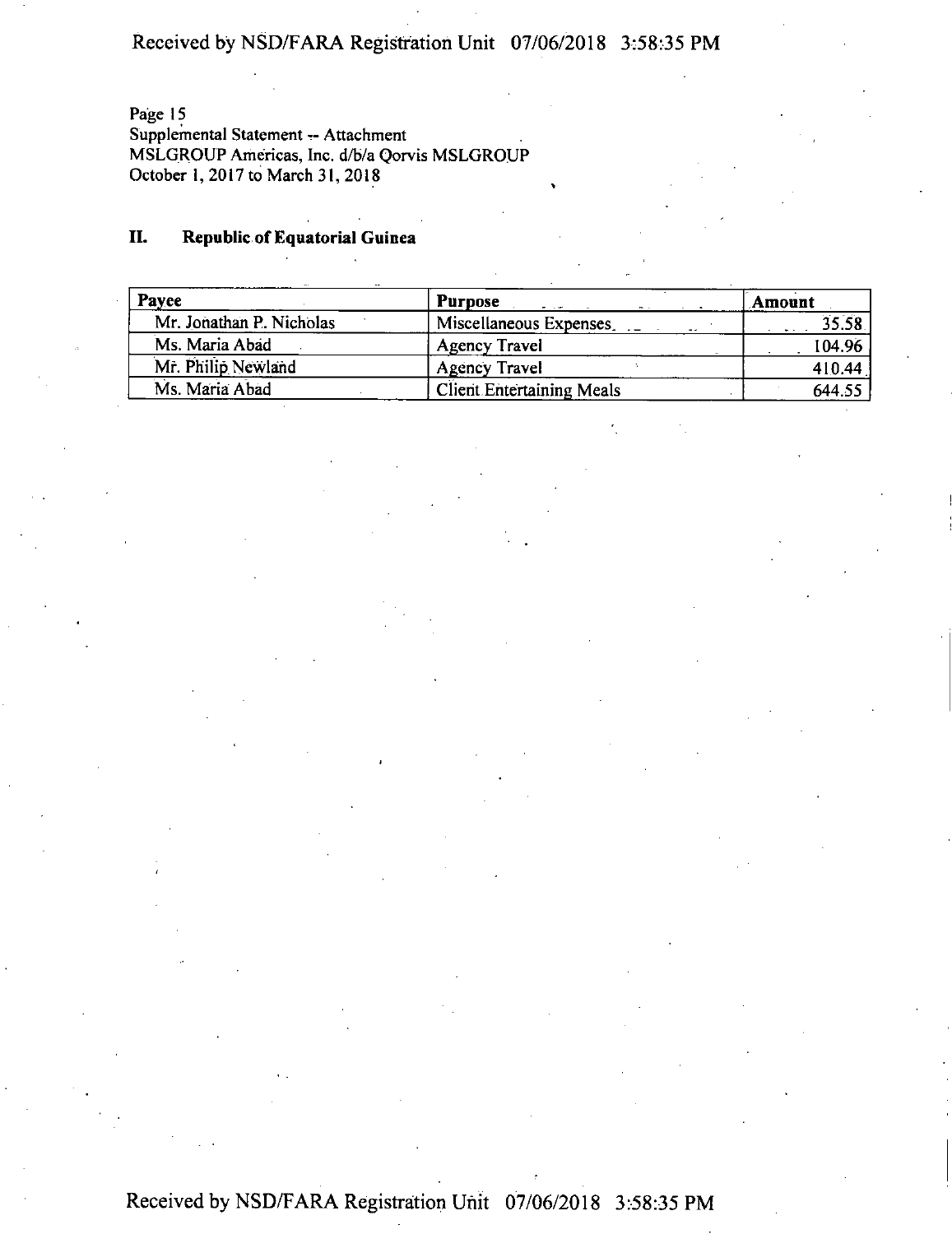Page 15
Supplemental Statement -- Attachment
MSLGROUP Americas, Inc. d/b/a Qorvis MSLGROUP
October 1, 2017 to March 31, 2018

## II. Republic of Equatorial Guinea

| Payee | Purpose | Amount |
|---|---|---|
| Mr. Jonathan P. Nicholas | Miscellaneous Expenses | 35.58 |
| Ms. Maria Abad | Agency Travel | 104.96 |
| Mr. Philip Newland | Agency Travel | 410.44 |
| Ms. Maria Abad | Client Entertaining Meals | 644.55 |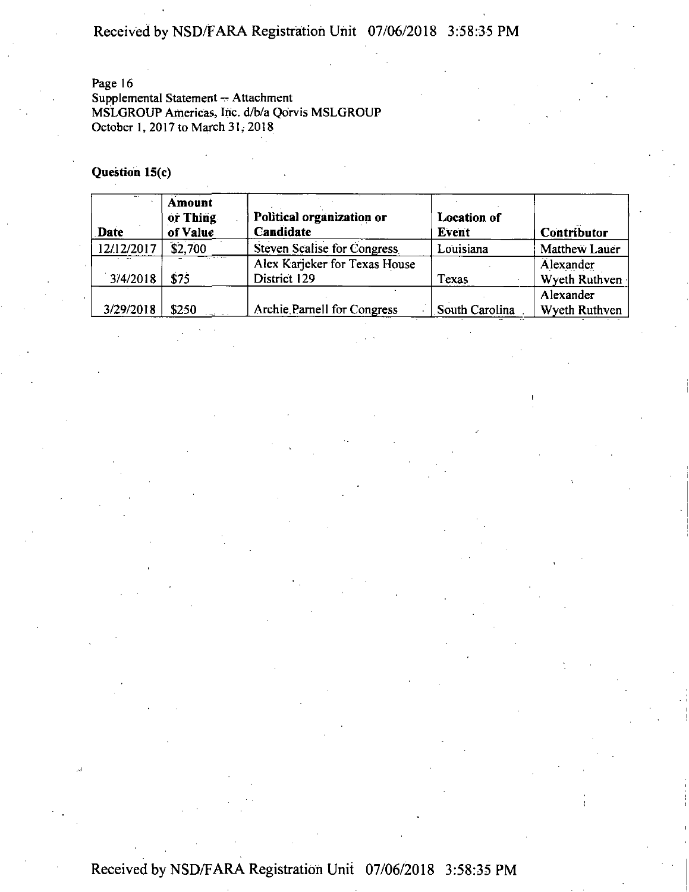Page 16
Supplemental Statement – Attachment
MSLGROUP Americas, Inc. d/b/a Qorvis MSLGROUP
October 1, 2017 to March 31, 2018

**Question 15(c)**

| Date | Amount or Thing of Value | Political organization or Candidate | Location of Event | Contributor |
|---|---|---|---|---|
| 12/12/2017 | $2,700 | Steven Scalise for Congress | Louisiana | Matthew Lauer |
| 3/4/2018 | $75 | Alex Karjeker for Texas House District 129 | Texas | Alexander Wyeth Ruthven |
| 3/29/2018 | $250 | Archie Parnell for Congress | South Carolina | Alexander Wyeth Ruthven |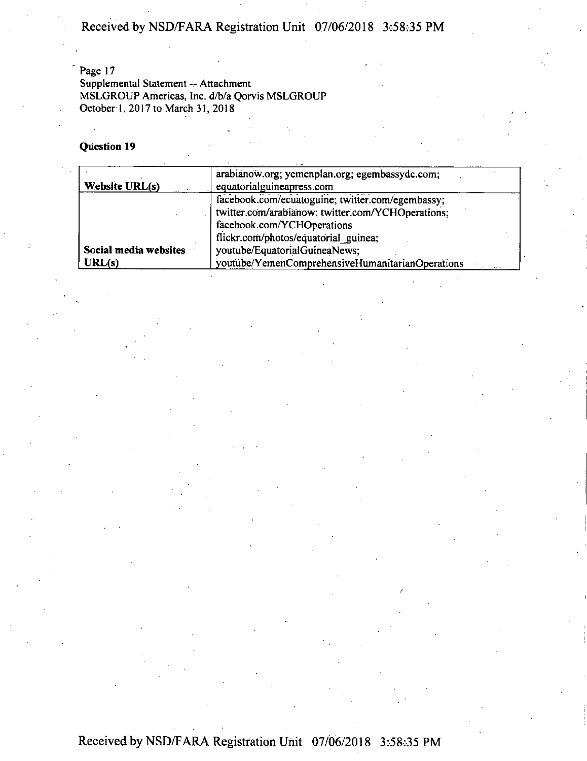Page 17
Supplemental Statement -- Attachment
MSLGROUP Americas, Inc. d/b/a Qorvis MSLGROUP
October 1, 2017 to March 31, 2018

**Question 19**

| | |
|---|---|
| **Website URL(s)** | arabianow.org; yemenplan.org; egembassydc.com; equatorialguineapress.com |
| **Social media websites URL(s)** | facebook.com/ecuatoguine; twitter.com/egembassy; twitter.com/arabianow; twitter.com/YCHOperations; facebook.com/YCHOperations flickr.com/photos/equatorial_guinea; youtube/EquatorialGuineaNews; youtube/YemenComprehensiveHumanitarianOperations |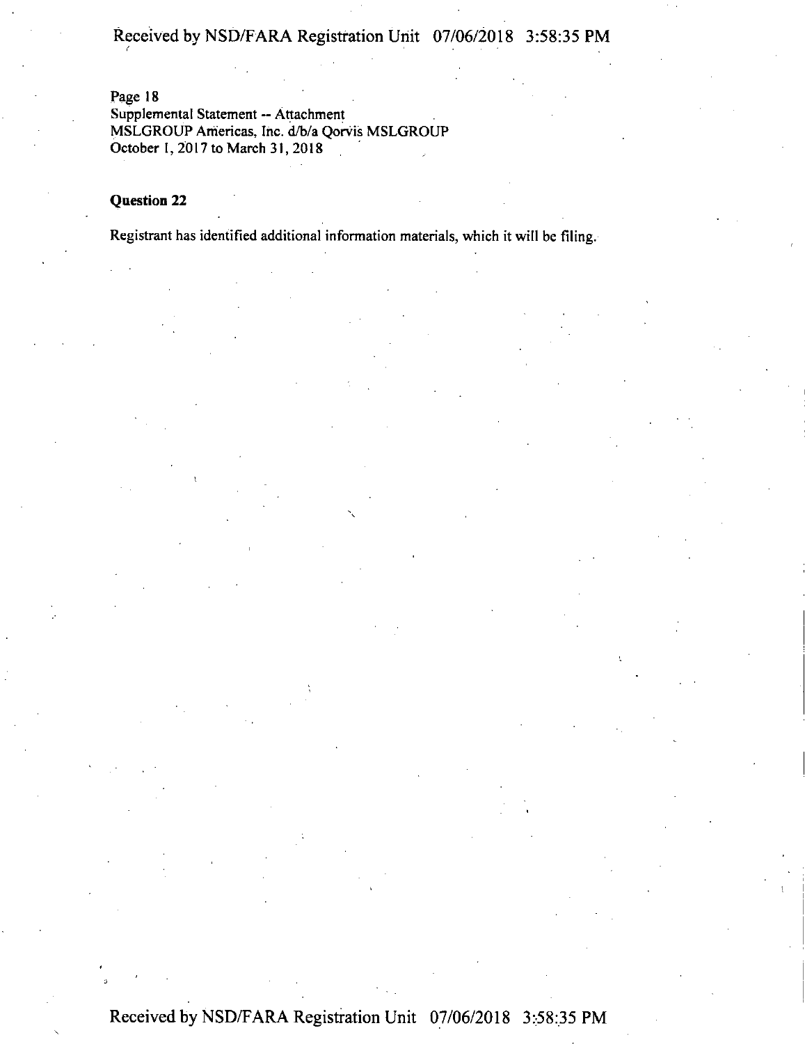Page 18
Supplemental Statement -- Attachment
MSLGROUP Americas, Inc. d/b/a Qorvis MSLGROUP
October 1, 2017 to March 31, 2018

**Question 22**

Registrant has identified additional information materials, which it will be filing.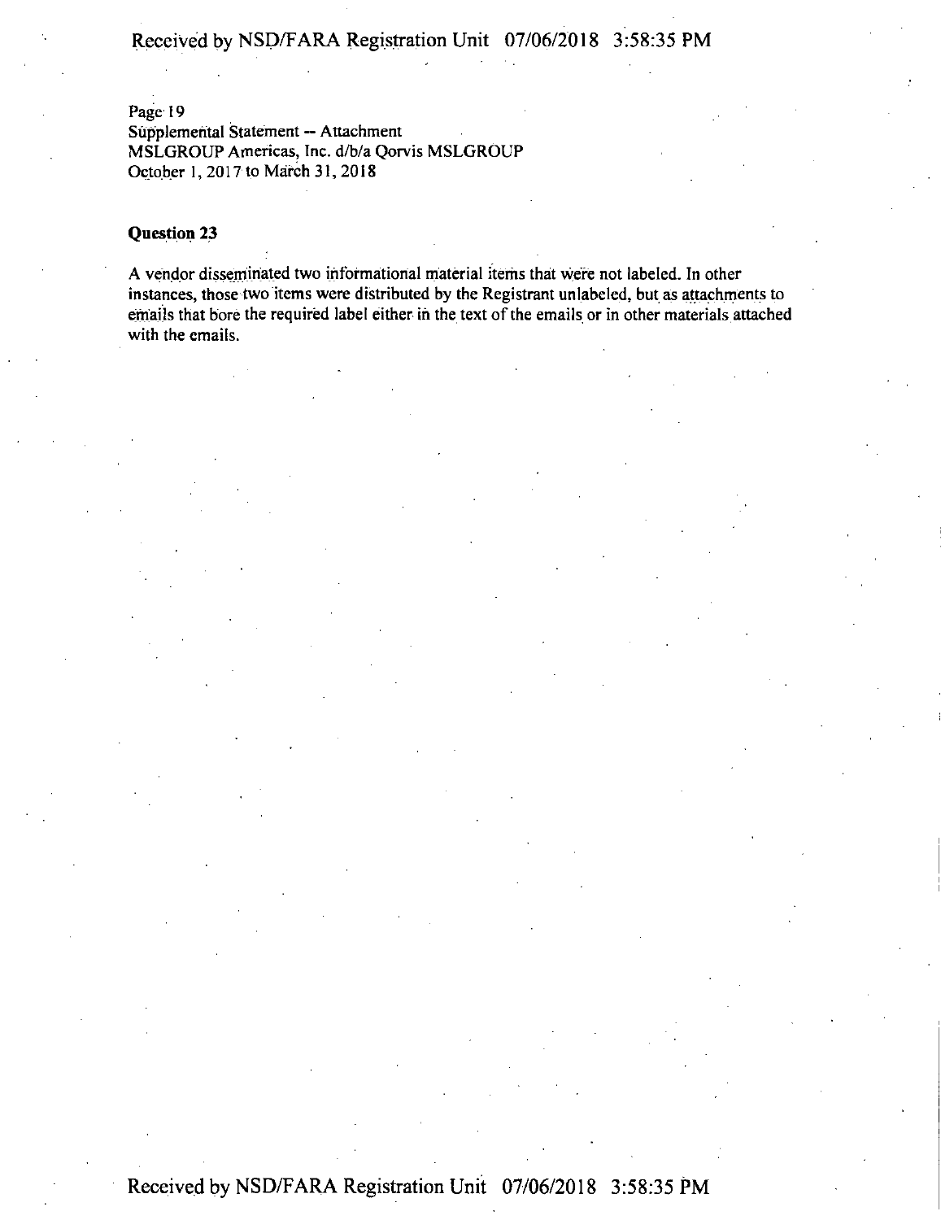Page 19
Supplemental Statement -- Attachment
MSLGROUP Americas, Inc. d/b/a Qorvis MSLGROUP
October 1, 2017 to March 31, 2018

**Question 23**

A vendor disseminated two informational material items that were not labeled. In other instances, those two items were distributed by the Registrant unlabeled, but as attachments to emails that bore the required label either in the text of the emails or in other materials attached with the emails.